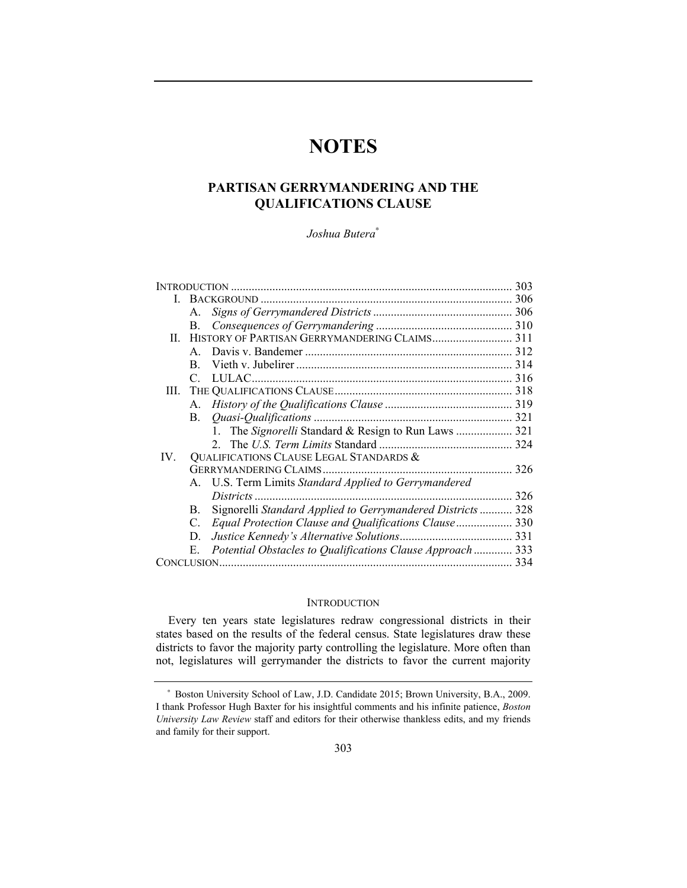# NOTES

## PARTISAN GERRYMANDERING AND THE QUALIFICATIONS CLAUSE

*Joshua Butera*[*]

| | |
|---|---|
| INTRODUCTION | 303 |
| I. BACKGROUND | 306 |
| A. *Signs of Gerrymandered Districts* | 306 |
| B. *Consequences of Gerrymandering* | 310 |
| II. HISTORY OF PARTISAN GERRYMANDERING CLAIMS | 311 |
| A. Davis v. Bandemer | 312 |
| B. Vieth v. Jubelirer | 314 |
| C. LULAC | 316 |
| III. THE QUALIFICATIONS CLAUSE | 318 |
| A. *History of the Qualifications Clause* | 319 |
| B. *Quasi-Qualifications* | 321 |
| 1. The *Signorelli* Standard & Resign to Run Laws | 321 |
| 2. The *U.S. Term Limits* Standard | 324 |
| IV. QUALIFICATIONS CLAUSE LEGAL STANDARDS & GERRYMANDERING CLAIMS | 326 |
| A. U.S. Term Limits *Standard Applied to Gerrymandered Districts* | 326 |
| B. Signorelli *Standard Applied to Gerrymandered Districts* | 328 |
| C. *Equal Protection Clause and Qualifications Clause* | 330 |
| D. *Justice Kennedy's Alternative Solutions* | 331 |
| E. *Potential Obstacles to Qualifications Clause Approach* | 333 |
| CONCLUSION | 334 |

### INTRODUCTION

Every ten years state legislatures redraw congressional districts in their states based on the results of the federal census. State legislatures draw these districts to favor the majority party controlling the legislature. More often than not, legislatures will gerrymander the districts to favor the current majority

[*] Boston University School of Law, J.D. Candidate 2015; Brown University, B.A., 2009. I thank Professor Hugh Baxter for his insightful comments and his infinite patience, *Boston University Law Review* staff and editors for their otherwise thankless edits, and my friends and family for their support.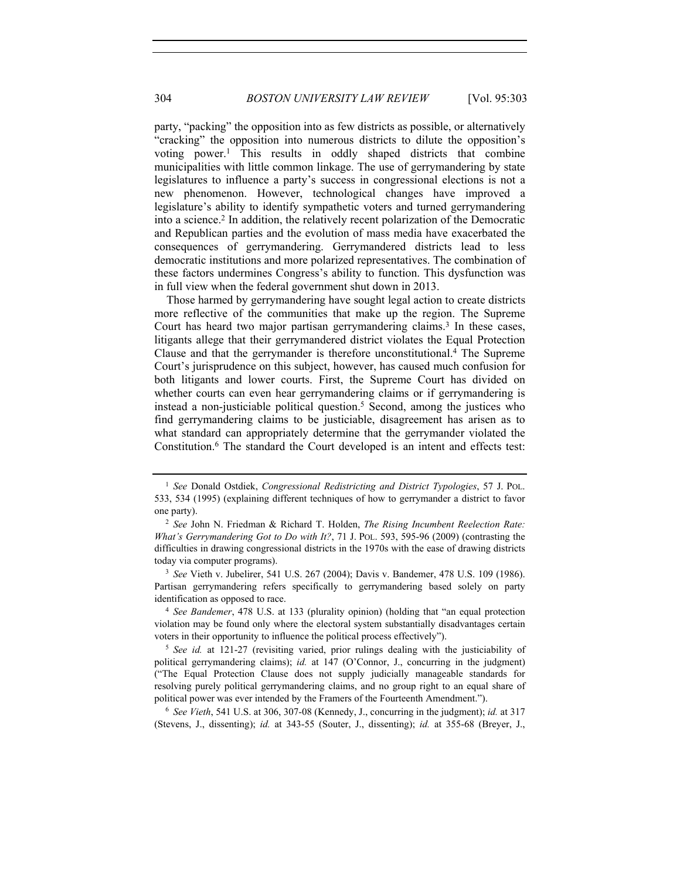party, "packing" the opposition into as few districts as possible, or alternatively "cracking" the opposition into numerous districts to dilute the opposition's voting power.[1] This results in oddly shaped districts that combine municipalities with little common linkage. The use of gerrymandering by state legislatures to influence a party's success in congressional elections is not a new phenomenon. However, technological changes have improved a legislature's ability to identify sympathetic voters and turned gerrymandering into a science.[2] In addition, the relatively recent polarization of the Democratic and Republican parties and the evolution of mass media have exacerbated the consequences of gerrymandering. Gerrymandered districts lead to less democratic institutions and more polarized representatives. The combination of these factors undermines Congress's ability to function. This dysfunction was in full view when the federal government shut down in 2013.

Those harmed by gerrymandering have sought legal action to create districts more reflective of the communities that make up the region. The Supreme Court has heard two major partisan gerrymandering claims.[3] In these cases, litigants allege that their gerrymandered district violates the Equal Protection Clause and that the gerrymander is therefore unconstitutional.[4] The Supreme Court's jurisprudence on this subject, however, has caused much confusion for both litigants and lower courts. First, the Supreme Court has divided on whether courts can even hear gerrymandering claims or if gerrymandering is instead a non-justiciable political question.[5] Second, among the justices who find gerrymandering claims to be justiciable, disagreement has arisen as to what standard can appropriately determine that the gerrymander violated the Constitution.[6] The standard the Court developed is an intent and effects test:

---

[1] *See* Donald Ostdiek, *Congressional Redistricting and District Typologies*, 57 J. POL. 533, 534 (1995) (explaining different techniques of how to gerrymander a district to favor one party).

[2] *See* John N. Friedman & Richard T. Holden, *The Rising Incumbent Reelection Rate: What's Gerrymandering Got to Do with It?*, 71 J. POL. 593, 595-96 (2009) (contrasting the difficulties in drawing congressional districts in the 1970s with the ease of drawing districts today via computer programs).

[3] *See* Vieth v. Jubelirer, 541 U.S. 267 (2004); Davis v. Bandemer, 478 U.S. 109 (1986). Partisan gerrymandering refers specifically to gerrymandering based solely on party identification as opposed to race.

[4] *See Bandemer*, 478 U.S. at 133 (plurality opinion) (holding that "an equal protection violation may be found only where the electoral system substantially disadvantages certain voters in their opportunity to influence the political process effectively").

[5] *See id.* at 121-27 (revisiting varied, prior rulings dealing with the justiciability of political gerrymandering claims); *id.* at 147 (O'Connor, J., concurring in the judgment) ("The Equal Protection Clause does not supply judicially manageable standards for resolving purely political gerrymandering claims, and no group right to an equal share of political power was ever intended by the Framers of the Fourteenth Amendment.").

[6] *See Vieth*, 541 U.S. at 306, 307-08 (Kennedy, J., concurring in the judgment); *id.* at 317 (Stevens, J., dissenting); *id.* at 343-55 (Souter, J., dissenting); *id.* at 355-68 (Breyer, J.,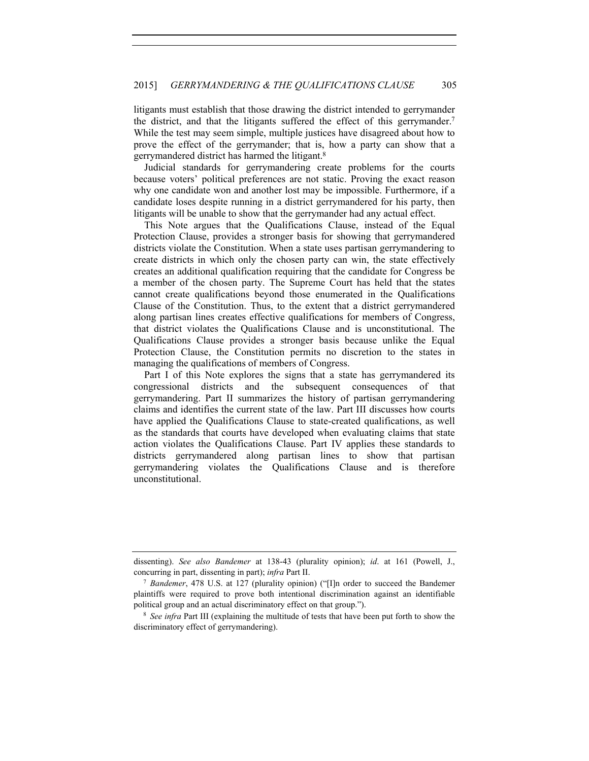litigants must establish that those drawing the district intended to gerrymander the district, and that the litigants suffered the effect of this gerrymander.[7] While the test may seem simple, multiple justices have disagreed about how to prove the effect of the gerrymander; that is, how a party can show that a gerrymandered district has harmed the litigant.[8]

Judicial standards for gerrymandering create problems for the courts because voters' political preferences are not static. Proving the exact reason why one candidate won and another lost may be impossible. Furthermore, if a candidate loses despite running in a district gerrymandered for his party, then litigants will be unable to show that the gerrymander had any actual effect.

This Note argues that the Qualifications Clause, instead of the Equal Protection Clause, provides a stronger basis for showing that gerrymandered districts violate the Constitution. When a state uses partisan gerrymandering to create districts in which only the chosen party can win, the state effectively creates an additional qualification requiring that the candidate for Congress be a member of the chosen party. The Supreme Court has held that the states cannot create qualifications beyond those enumerated in the Qualifications Clause of the Constitution. Thus, to the extent that a district gerrymandered along partisan lines creates effective qualifications for members of Congress, that district violates the Qualifications Clause and is unconstitutional. The Qualifications Clause provides a stronger basis because unlike the Equal Protection Clause, the Constitution permits no discretion to the states in managing the qualifications of members of Congress.

Part I of this Note explores the signs that a state has gerrymandered its congressional districts and the subsequent consequences of that gerrymandering. Part II summarizes the history of partisan gerrymandering claims and identifies the current state of the law. Part III discusses how courts have applied the Qualifications Clause to state-created qualifications, as well as the standards that courts have developed when evaluating claims that state action violates the Qualifications Clause. Part IV applies these standards to districts gerrymandered along partisan lines to show that partisan gerrymandering violates the Qualifications Clause and is therefore unconstitutional.

---

dissenting). *See also Bandemer* at 138-43 (plurality opinion); *id*. at 161 (Powell, J., concurring in part, dissenting in part); *infra* Part II.

[7] *Bandemer*, 478 U.S. at 127 (plurality opinion) ("[I]n order to succeed the Bandemer plaintiffs were required to prove both intentional discrimination against an identifiable political group and an actual discriminatory effect on that group.").

[8] *See infra* Part III (explaining the multitude of tests that have been put forth to show the discriminatory effect of gerrymandering).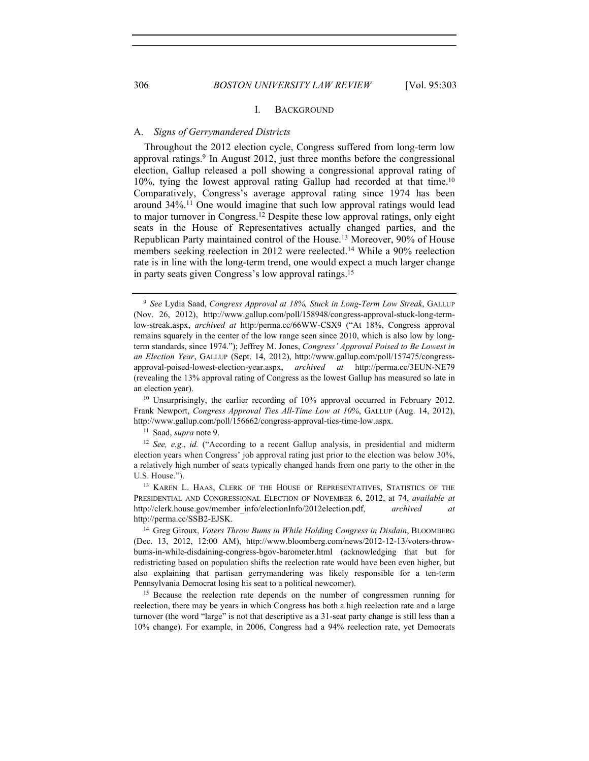## I. BACKGROUND

### A. *Signs of Gerrymandered Districts*

Throughout the 2012 election cycle, Congress suffered from long-term low approval ratings.[9] In August 2012, just three months before the congressional election, Gallup released a poll showing a congressional approval rating of 10%, tying the lowest approval rating Gallup had recorded at that time.[10] Comparatively, Congress's average approval rating since 1974 has been around 34%.[11] One would imagine that such low approval ratings would lead to major turnover in Congress.[12] Despite these low approval ratings, only eight seats in the House of Representatives actually changed parties, and the Republican Party maintained control of the House.[13] Moreover, 90% of House members seeking reelection in 2012 were reelected.[14] While a 90% reelection rate is in line with the long-term trend, one would expect a much larger change in party seats given Congress's low approval ratings.[15]

---

[9] *See* Lydia Saad, *Congress Approval at 18%, Stuck in Long-Term Low Streak*, GALLUP (Nov. 26, 2012), http://www.gallup.com/poll/158948/congress-approval-stuck-long-term-low-streak.aspx, *archived at* http:/perma.cc/66WW-CSX9 ("At 18%, Congress approval remains squarely in the center of the low range seen since 2010, which is also low by long-term standards, since 1974."); Jeffrey M. Jones, *Congress' Approval Poised to Be Lowest in an Election Year*, GALLUP (Sept. 14, 2012), http://www.gallup.com/poll/157475/congress-approval-poised-lowest-election-year.aspx, *archived at* http://perma.cc/3EUN-NE79 (revealing the 13% approval rating of Congress as the lowest Gallup has measured so late in an election year).

[10] Unsurprisingly, the earlier recording of 10% approval occurred in February 2012. Frank Newport, *Congress Approval Ties All-Time Low at 10%*, GALLUP (Aug. 14, 2012), http://www.gallup.com/poll/156662/congress-approval-ties-time-low.aspx.

[11] Saad, *supra* note 9.

[12] *See, e.g.*, *id.* ("According to a recent Gallup analysis, in presidential and midterm election years when Congress' job approval rating just prior to the election was below 30%, a relatively high number of seats typically changed hands from one party to the other in the U.S. House.").

[13] KAREN L. HAAS, CLERK OF THE HOUSE OF REPRESENTATIVES, STATISTICS OF THE PRESIDENTIAL AND CONGRESSIONAL ELECTION OF NOVEMBER 6, 2012, at 74, *available at* http://clerk.house.gov/member_info/electionInfo/2012election.pdf, *archived at* http://perma.cc/SSB2-EJSK.

[14] Greg Giroux, *Voters Throw Bums in While Holding Congress in Disdain*, BLOOMBERG (Dec. 13, 2012, 12:00 AM), http://www.bloomberg.com/news/2012-12-13/voters-throw-bums-in-while-disdaining-congress-bgov-barometer.html (acknowledging that but for redistricting based on population shifts the reelection rate would have been even higher, but also explaining that partisan gerrymandering was likely responsible for a ten-term Pennsylvania Democrat losing his seat to a political newcomer).

[15] Because the reelection rate depends on the number of congressmen running for reelection, there may be years in which Congress has both a high reelection rate and a large turnover (the word "large" is not that descriptive as a 31-seat party change is still less than a 10% change). For example, in 2006, Congress had a 94% reelection rate, yet Democrats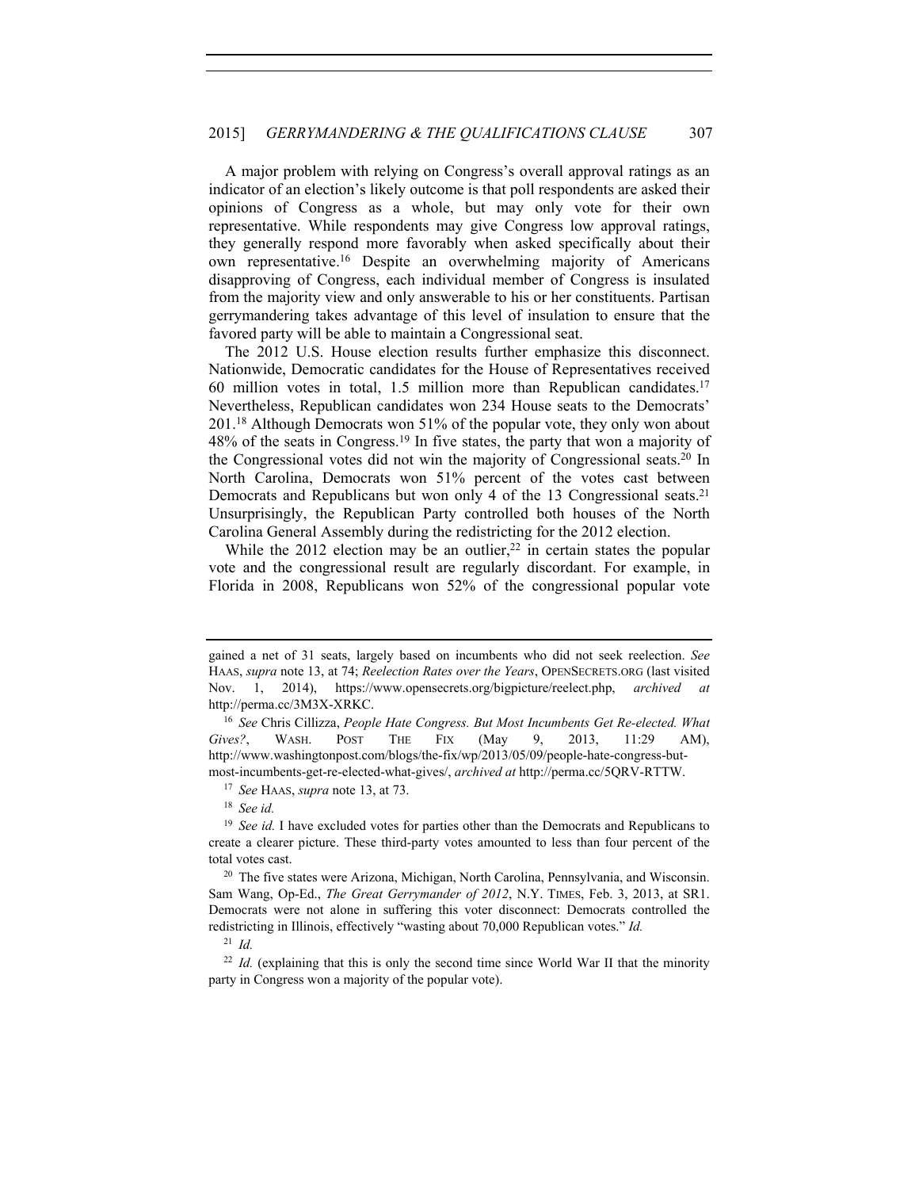A major problem with relying on Congress's overall approval ratings as an indicator of an election's likely outcome is that poll respondents are asked their opinions of Congress as a whole, but may only vote for their own representative. While respondents may give Congress low approval ratings, they generally respond more favorably when asked specifically about their own representative.[16] Despite an overwhelming majority of Americans disapproving of Congress, each individual member of Congress is insulated from the majority view and only answerable to his or her constituents. Partisan gerrymandering takes advantage of this level of insulation to ensure that the favored party will be able to maintain a Congressional seat.

The 2012 U.S. House election results further emphasize this disconnect. Nationwide, Democratic candidates for the House of Representatives received 60 million votes in total, 1.5 million more than Republican candidates.[17] Nevertheless, Republican candidates won 234 House seats to the Democrats' 201.[18] Although Democrats won 51% of the popular vote, they only won about 48% of the seats in Congress.[19] In five states, the party that won a majority of the Congressional votes did not win the majority of Congressional seats.[20] In North Carolina, Democrats won 51% percent of the votes cast between Democrats and Republicans but won only 4 of the 13 Congressional seats.[21] Unsurprisingly, the Republican Party controlled both houses of the North Carolina General Assembly during the redistricting for the 2012 election.

While the 2012 election may be an outlier,[22] in certain states the popular vote and the congressional result are regularly discordant. For example, in Florida in 2008, Republicans won 52% of the congressional popular vote

---

gained a net of 31 seats, largely based on incumbents who did not seek reelection. *See* HAAS, *supra* note 13, at 74; *Reelection Rates over the Years*, OPENSECRETS.ORG (last visited Nov. 1, 2014), https://www.opensecrets.org/bigpicture/reelect.php, *archived at* http://perma.cc/3M3X-XRKC.

[16] *See* Chris Cillizza, *People Hate Congress. But Most Incumbents Get Re-elected. What Gives?*, WASH. POST THE FIX (May 9, 2013, 11:29 AM), http://www.washingtonpost.com/blogs/the-fix/wp/2013/05/09/people-hate-congress-but-most-incumbents-get-re-elected-what-gives/, *archived at* http://perma.cc/5QRV-RTTW.

[17] *See* HAAS, *supra* note 13, at 73.

[18] *See id.*

[19] *See id.* I have excluded votes for parties other than the Democrats and Republicans to create a clearer picture. These third-party votes amounted to less than four percent of the total votes cast.

[20] The five states were Arizona, Michigan, North Carolina, Pennsylvania, and Wisconsin. Sam Wang, Op-Ed., *The Great Gerrymander of 2012*, N.Y. TIMES, Feb. 3, 2013, at SR1. Democrats were not alone in suffering this voter disconnect: Democrats controlled the redistricting in Illinois, effectively "wasting about 70,000 Republican votes." *Id.*

[21] *Id.*

[22] *Id.* (explaining that this is only the second time since World War II that the minority party in Congress won a majority of the popular vote).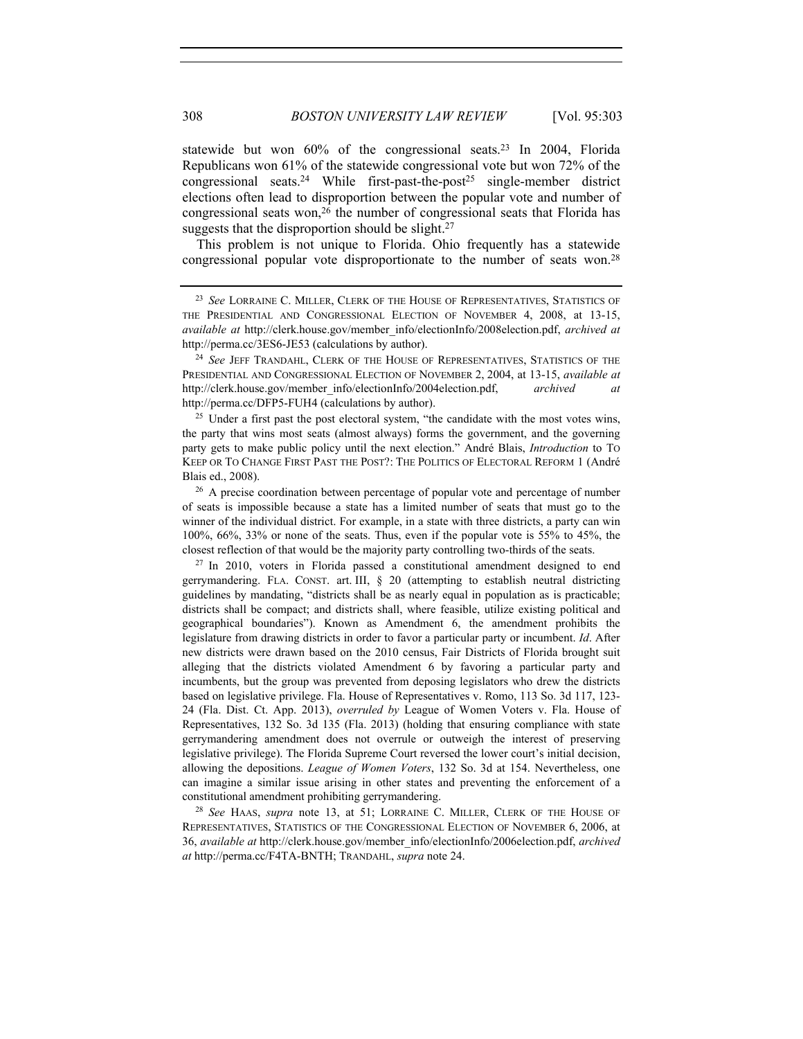statewide but won 60% of the congressional seats.[23] In 2004, Florida Republicans won 61% of the statewide congressional vote but won 72% of the congressional seats.[24] While first-past-the-post[25] single-member district elections often lead to disproportion between the popular vote and number of congressional seats won,[26] the number of congressional seats that Florida has suggests that the disproportion should be slight.[27]

This problem is not unique to Florida. Ohio frequently has a statewide congressional popular vote disproportionate to the number of seats won.[28]

---

[23] *See* LORRAINE C. MILLER, CLERK OF THE HOUSE OF REPRESENTATIVES, STATISTICS OF THE PRESIDENTIAL AND CONGRESSIONAL ELECTION OF NOVEMBER 4, 2008, at 13-15, *available at* http://clerk.house.gov/member_info/electionInfo/2008election.pdf, *archived at* http://perma.cc/3ES6-JE53 (calculations by author).

[24] *See* JEFF TRANDAHL, CLERK OF THE HOUSE OF REPRESENTATIVES, STATISTICS OF THE PRESIDENTIAL AND CONGRESSIONAL ELECTION OF NOVEMBER 2, 2004, at 13-15, *available at* http://clerk.house.gov/member_info/electionInfo/2004election.pdf, *archived at* http://perma.cc/DFP5-FUH4 (calculations by author).

[25] Under a first past the post electoral system, "the candidate with the most votes wins, the party that wins most seats (almost always) forms the government, and the governing party gets to make public policy until the next election." André Blais, *Introduction* to TO KEEP OR TO CHANGE FIRST PAST THE POST?: THE POLITICS OF ELECTORAL REFORM 1 (André Blais ed., 2008).

[26] A precise coordination between percentage of popular vote and percentage of number of seats is impossible because a state has a limited number of seats that must go to the winner of the individual district. For example, in a state with three districts, a party can win 100%, 66%, 33% or none of the seats. Thus, even if the popular vote is 55% to 45%, the closest reflection of that would be the majority party controlling two-thirds of the seats.

[27] In 2010, voters in Florida passed a constitutional amendment designed to end gerrymandering. FLA. CONST. art. III, § 20 (attempting to establish neutral districting guidelines by mandating, "districts shall be as nearly equal in population as is practicable; districts shall be compact; and districts shall, where feasible, utilize existing political and geographical boundaries"). Known as Amendment 6, the amendment prohibits the legislature from drawing districts in order to favor a particular party or incumbent. *Id*. After new districts were drawn based on the 2010 census, Fair Districts of Florida brought suit alleging that the districts violated Amendment 6 by favoring a particular party and incumbents, but the group was prevented from deposing legislators who drew the districts based on legislative privilege. Fla. House of Representatives v. Romo, 113 So. 3d 117, 123-24 (Fla. Dist. Ct. App. 2013), *overruled by* League of Women Voters v. Fla. House of Representatives, 132 So. 3d 135 (Fla. 2013) (holding that ensuring compliance with state gerrymandering amendment does not overrule or outweigh the interest of preserving legislative privilege). The Florida Supreme Court reversed the lower court's initial decision, allowing the depositions. *League of Women Voters*, 132 So. 3d at 154. Nevertheless, one can imagine a similar issue arising in other states and preventing the enforcement of a constitutional amendment prohibiting gerrymandering.

[28] *See* HAAS, *supra* note 13, at 51; LORRAINE C. MILLER, CLERK OF THE HOUSE OF REPRESENTATIVES, STATISTICS OF THE CONGRESSIONAL ELECTION OF NOVEMBER 6, 2006, at 36, *available at* http://clerk.house.gov/member_info/electionInfo/2006election.pdf, *archived at* http://perma.cc/F4TA-BNTH; TRANDAHL, *supra* note 24.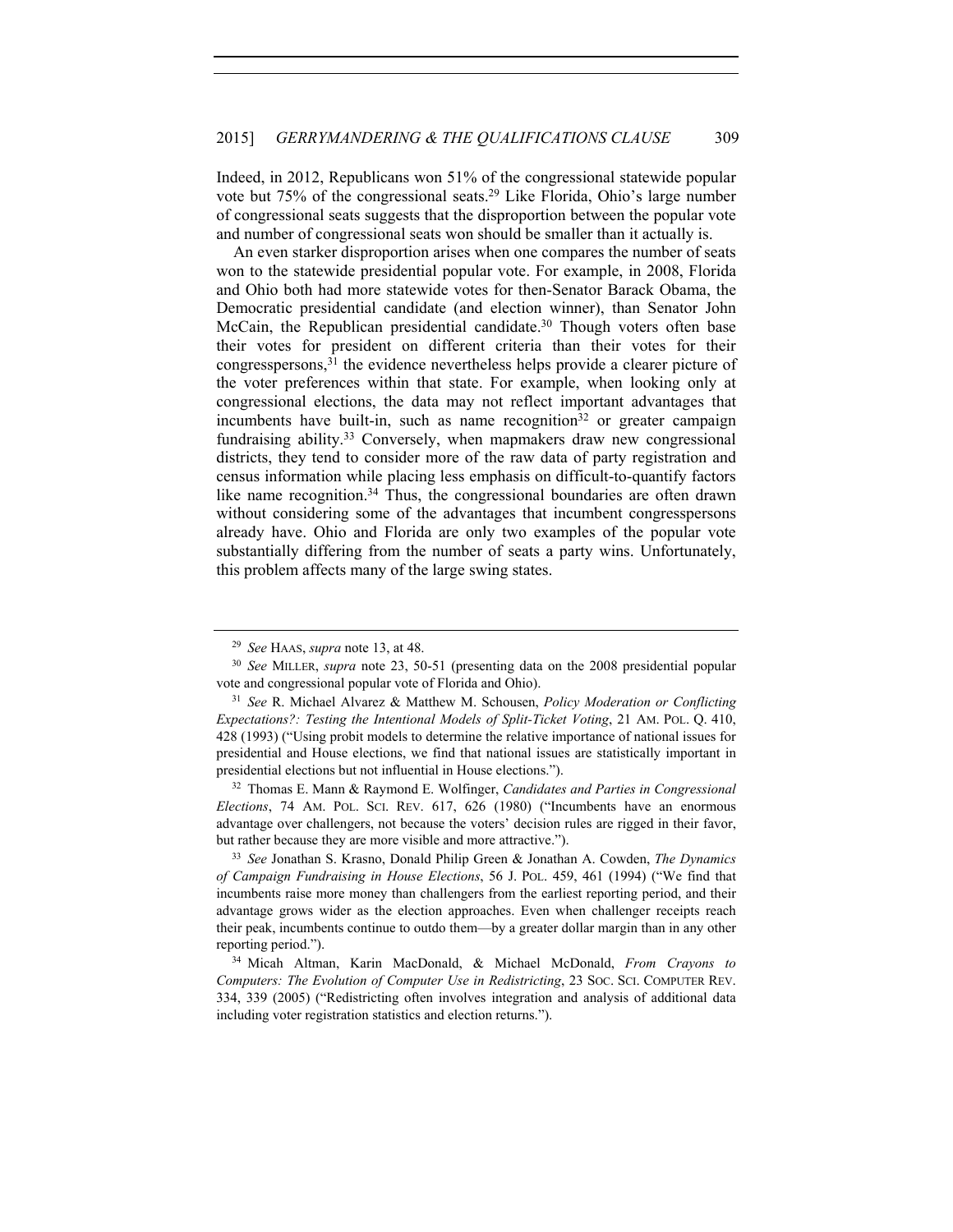Indeed, in 2012, Republicans won 51% of the congressional statewide popular vote but 75% of the congressional seats.[29] Like Florida, Ohio's large number of congressional seats suggests that the disproportion between the popular vote and number of congressional seats won should be smaller than it actually is.

An even starker disproportion arises when one compares the number of seats won to the statewide presidential popular vote. For example, in 2008, Florida and Ohio both had more statewide votes for then-Senator Barack Obama, the Democratic presidential candidate (and election winner), than Senator John McCain, the Republican presidential candidate.[30] Though voters often base their votes for president on different criteria than their votes for their congresspersons,[31] the evidence nevertheless helps provide a clearer picture of the voter preferences within that state. For example, when looking only at congressional elections, the data may not reflect important advantages that incumbents have built-in, such as name recognition[32] or greater campaign fundraising ability.[33] Conversely, when mapmakers draw new congressional districts, they tend to consider more of the raw data of party registration and census information while placing less emphasis on difficult-to-quantify factors like name recognition.[34] Thus, the congressional boundaries are often drawn without considering some of the advantages that incumbent congresspersons already have. Ohio and Florida are only two examples of the popular vote substantially differing from the number of seats a party wins. Unfortunately, this problem affects many of the large swing states.

---

[29] *See* HAAS, *supra* note 13, at 48.

[30] *See* MILLER, *supra* note 23, 50-51 (presenting data on the 2008 presidential popular vote and congressional popular vote of Florida and Ohio).

[31] *See* R. Michael Alvarez & Matthew M. Schousen, *Policy Moderation or Conflicting Expectations?: Testing the Intentional Models of Split-Ticket Voting*, 21 AM. POL. Q. 410, 428 (1993) ("Using probit models to determine the relative importance of national issues for presidential and House elections, we find that national issues are statistically important in presidential elections but not influential in House elections.").

[32] Thomas E. Mann & Raymond E. Wolfinger, *Candidates and Parties in Congressional Elections*, 74 AM. POL. SCI. REV. 617, 626 (1980) ("Incumbents have an enormous advantage over challengers, not because the voters' decision rules are rigged in their favor, but rather because they are more visible and more attractive.").

[33] *See* Jonathan S. Krasno, Donald Philip Green & Jonathan A. Cowden, *The Dynamics of Campaign Fundraising in House Elections*, 56 J. POL. 459, 461 (1994) ("We find that incumbents raise more money than challengers from the earliest reporting period, and their advantage grows wider as the election approaches. Even when challenger receipts reach their peak, incumbents continue to outdo them—by a greater dollar margin than in any other reporting period.").

[34] Micah Altman, Karin MacDonald, & Michael McDonald, *From Crayons to Computers: The Evolution of Computer Use in Redistricting*, 23 SOC. SCI. COMPUTER REV. 334, 339 (2005) ("Redistricting often involves integration and analysis of additional data including voter registration statistics and election returns.").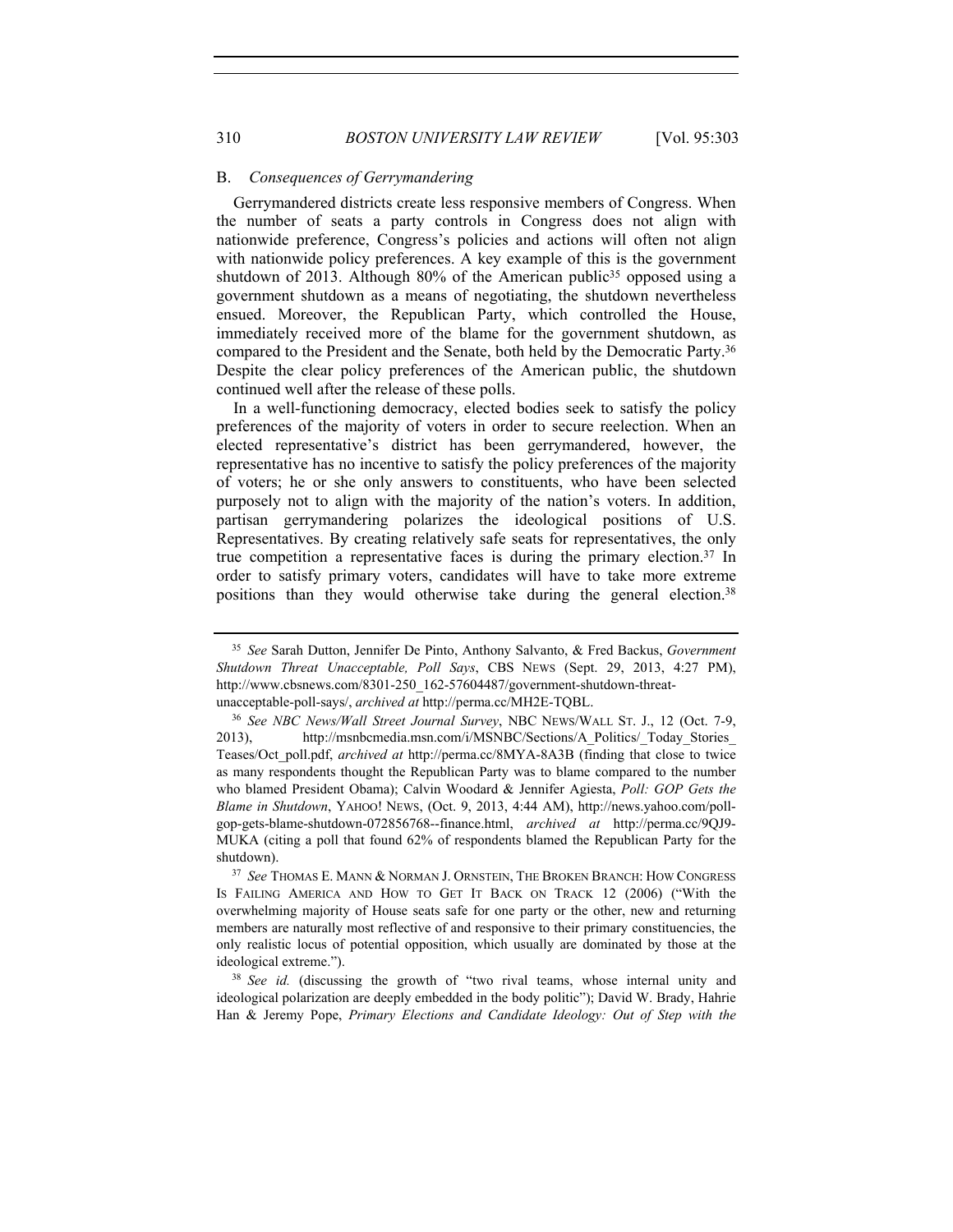## B. *Consequences of Gerrymandering*

Gerrymandered districts create less responsive members of Congress. When the number of seats a party controls in Congress does not align with nationwide preference, Congress's policies and actions will often not align with nationwide policy preferences. A key example of this is the government shutdown of 2013. Although 80% of the American public[35] opposed using a government shutdown as a means of negotiating, the shutdown nevertheless ensued. Moreover, the Republican Party, which controlled the House, immediately received more of the blame for the government shutdown, as compared to the President and the Senate, both held by the Democratic Party.[36] Despite the clear policy preferences of the American public, the shutdown continued well after the release of these polls.

In a well-functioning democracy, elected bodies seek to satisfy the policy preferences of the majority of voters in order to secure reelection. When an elected representative's district has been gerrymandered, however, the representative has no incentive to satisfy the policy preferences of the majority of voters; he or she only answers to constituents, who have been selected purposely not to align with the majority of the nation's voters. In addition, partisan gerrymandering polarizes the ideological positions of U.S. Representatives. By creating relatively safe seats for representatives, the only true competition a representative faces is during the primary election.[37] In order to satisfy primary voters, candidates will have to take more extreme positions than they would otherwise take during the general election.[38]

---

[35] *See* Sarah Dutton, Jennifer De Pinto, Anthony Salvanto, & Fred Backus, *Government Shutdown Threat Unacceptable, Poll Says*, CBS NEWS (Sept. 29, 2013, 4:27 PM), http://www.cbsnews.com/8301-250_162-57604487/government-shutdown-threat-unacceptable-poll-says/, *archived at* http://perma.cc/MH2E-TQBL.

[36] *See NBC News/Wall Street Journal Survey*, NBC NEWS/WALL ST. J., 12 (Oct. 7-9, 2013), http://msnbcmedia.msn.com/i/MSNBC/Sections/A_Politics/_Today_Stories_Teases/Oct_poll.pdf, *archived at* http://perma.cc/8MYA-8A3B (finding that close to twice as many respondents thought the Republican Party was to blame compared to the number who blamed President Obama); Calvin Woodard & Jennifer Agiesta, *Poll: GOP Gets the Blame in Shutdown*, YAHOO! NEWS, (Oct. 9, 2013, 4:44 AM), http://news.yahoo.com/poll-gop-gets-blame-shutdown-072856768--finance.html, *archived at* http://perma.cc/9QJ9-MUKA (citing a poll that found 62% of respondents blamed the Republican Party for the shutdown).

[37] *See* THOMAS E. MANN & NORMAN J. ORNSTEIN, THE BROKEN BRANCH: HOW CONGRESS IS FAILING AMERICA AND HOW TO GET IT BACK ON TRACK 12 (2006) ("With the overwhelming majority of House seats safe for one party or the other, new and returning members are naturally most reflective of and responsive to their primary constituencies, the only realistic locus of potential opposition, which usually are dominated by those at the ideological extreme.").

[38] *See id.* (discussing the growth of "two rival teams, whose internal unity and ideological polarization are deeply embedded in the body politic"); David W. Brady, Hahrie Han & Jeremy Pope, *Primary Elections and Candidate Ideology: Out of Step with the*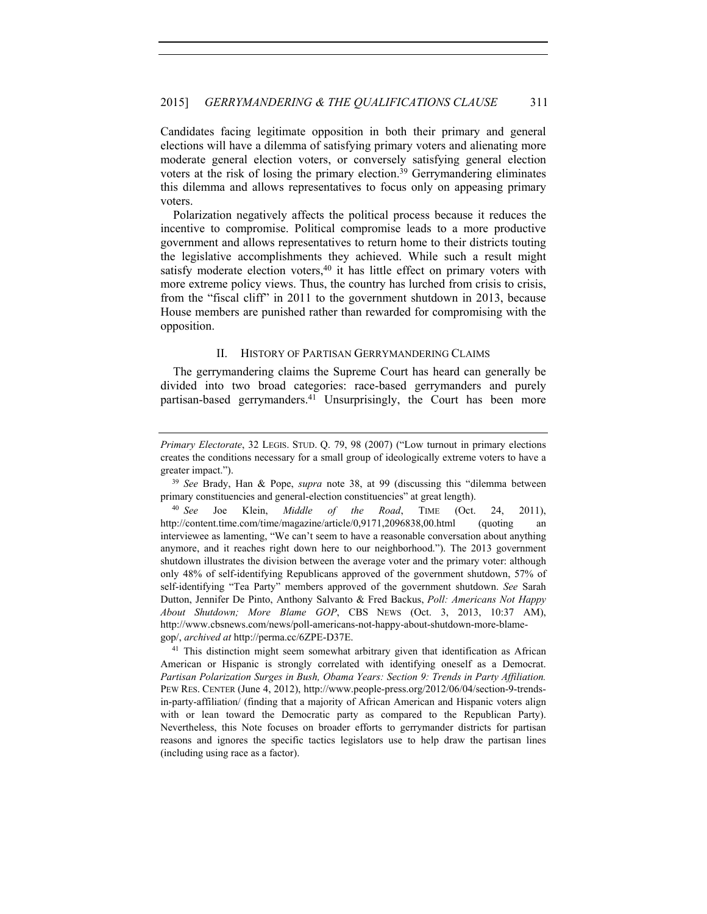Candidates facing legitimate opposition in both their primary and general elections will have a dilemma of satisfying primary voters and alienating more moderate general election voters, or conversely satisfying general election voters at the risk of losing the primary election.[39] Gerrymandering eliminates this dilemma and allows representatives to focus only on appeasing primary voters.

Polarization negatively affects the political process because it reduces the incentive to compromise. Political compromise leads to a more productive government and allows representatives to return home to their districts touting the legislative accomplishments they achieved. While such a result might satisfy moderate election voters,[40] it has little effect on primary voters with more extreme policy views. Thus, the country has lurched from crisis to crisis, from the "fiscal cliff" in 2011 to the government shutdown in 2013, because House members are punished rather than rewarded for compromising with the opposition.

## II. HISTORY OF PARTISAN GERRYMANDERING CLAIMS

The gerrymandering claims the Supreme Court has heard can generally be divided into two broad categories: race-based gerrymanders and purely partisan-based gerrymanders.[41] Unsurprisingly, the Court has been more

---

*Primary Electorate*, 32 LEGIS. STUD. Q. 79, 98 (2007) ("Low turnout in primary elections creates the conditions necessary for a small group of ideologically extreme voters to have a greater impact.").

[39] *See* Brady, Han & Pope, *supra* note 38, at 99 (discussing this "dilemma between primary constituencies and general-election constituencies" at great length).

[40] *See* Joe Klein, *Middle of the Road*, TIME (Oct. 24, 2011), http://content.time.com/time/magazine/article/0,9171,2096838,00.html (quoting an interviewee as lamenting, "We can't seem to have a reasonable conversation about anything anymore, and it reaches right down here to our neighborhood."). The 2013 government shutdown illustrates the division between the average voter and the primary voter: although only 48% of self-identifying Republicans approved of the government shutdown, 57% of self-identifying "Tea Party" members approved of the government shutdown. *See* Sarah Dutton, Jennifer De Pinto, Anthony Salvanto & Fred Backus, *Poll: Americans Not Happy About Shutdown; More Blame GOP*, CBS NEWS (Oct. 3, 2013, 10:37 AM), http://www.cbsnews.com/news/poll-americans-not-happy-about-shutdown-more-blame-gop/, *archived at* http://perma.cc/6ZPE-D37E.

[41] This distinction might seem somewhat arbitrary given that identification as African American or Hispanic is strongly correlated with identifying oneself as a Democrat. *Partisan Polarization Surges in Bush, Obama Years: Section 9: Trends in Party Affiliation.* PEW RES. CENTER (June 4, 2012), http://www.people-press.org/2012/06/04/section-9-trends-in-party-affiliation/ (finding that a majority of African American and Hispanic voters align with or lean toward the Democratic party as compared to the Republican Party). Nevertheless, this Note focuses on broader efforts to gerrymander districts for partisan reasons and ignores the specific tactics legislators use to help draw the partisan lines (including using race as a factor).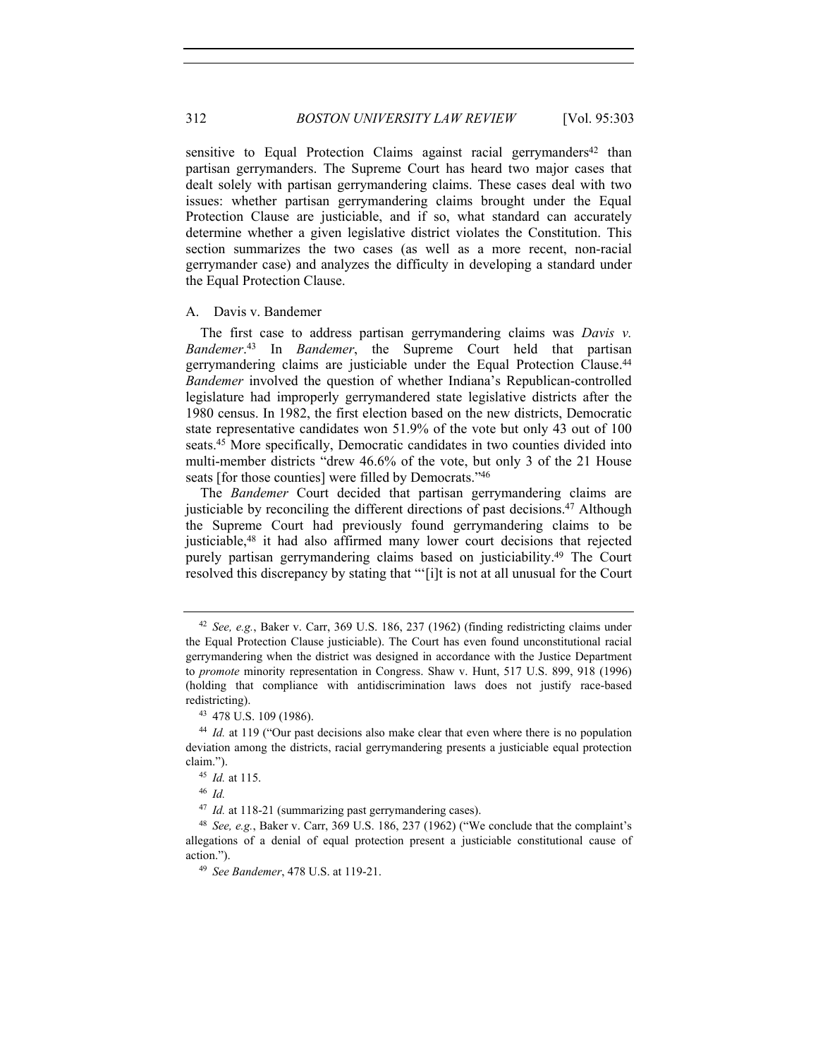sensitive to Equal Protection Claims against racial gerrymanders[42] than partisan gerrymanders. The Supreme Court has heard two major cases that dealt solely with partisan gerrymandering claims. These cases deal with two issues: whether partisan gerrymandering claims brought under the Equal Protection Clause are justiciable, and if so, what standard can accurately determine whether a given legislative district violates the Constitution. This section summarizes the two cases (as well as a more recent, non-racial gerrymander case) and analyzes the difficulty in developing a standard under the Equal Protection Clause.

## A. Davis v. Bandemer

The first case to address partisan gerrymandering claims was *Davis v. Bandemer*.[43] In *Bandemer*, the Supreme Court held that partisan gerrymandering claims are justiciable under the Equal Protection Clause.[44] *Bandemer* involved the question of whether Indiana's Republican-controlled legislature had improperly gerrymandered state legislative districts after the 1980 census. In 1982, the first election based on the new districts, Democratic state representative candidates won 51.9% of the vote but only 43 out of 100 seats.[45] More specifically, Democratic candidates in two counties divided into multi-member districts "drew 46.6% of the vote, but only 3 of the 21 House seats [for those counties] were filled by Democrats."[46]

The *Bandemer* Court decided that partisan gerrymandering claims are justiciable by reconciling the different directions of past decisions.[47] Although the Supreme Court had previously found gerrymandering claims to be justiciable,[48] it had also affirmed many lower court decisions that rejected purely partisan gerrymandering claims based on justiciability.[49] The Court resolved this discrepancy by stating that "'[i]t is not at all unusual for the Court

---

[42] *See, e.g.*, Baker v. Carr, 369 U.S. 186, 237 (1962) (finding redistricting claims under the Equal Protection Clause justiciable). The Court has even found unconstitutional racial gerrymandering when the district was designed in accordance with the Justice Department to *promote* minority representation in Congress. Shaw v. Hunt, 517 U.S. 899, 918 (1996) (holding that compliance with antidiscrimination laws does not justify race-based redistricting).

[43] 478 U.S. 109 (1986).

[44] *Id.* at 119 ("Our past decisions also make clear that even where there is no population deviation among the districts, racial gerrymandering presents a justiciable equal protection claim.").

[45] *Id.* at 115.

[46] *Id.*

[47] *Id.* at 118-21 (summarizing past gerrymandering cases).

[48] *See, e.g.*, Baker v. Carr, 369 U.S. 186, 237 (1962) ("We conclude that the complaint's allegations of a denial of equal protection present a justiciable constitutional cause of action.").

[49] *See Bandemer*, 478 U.S. at 119-21.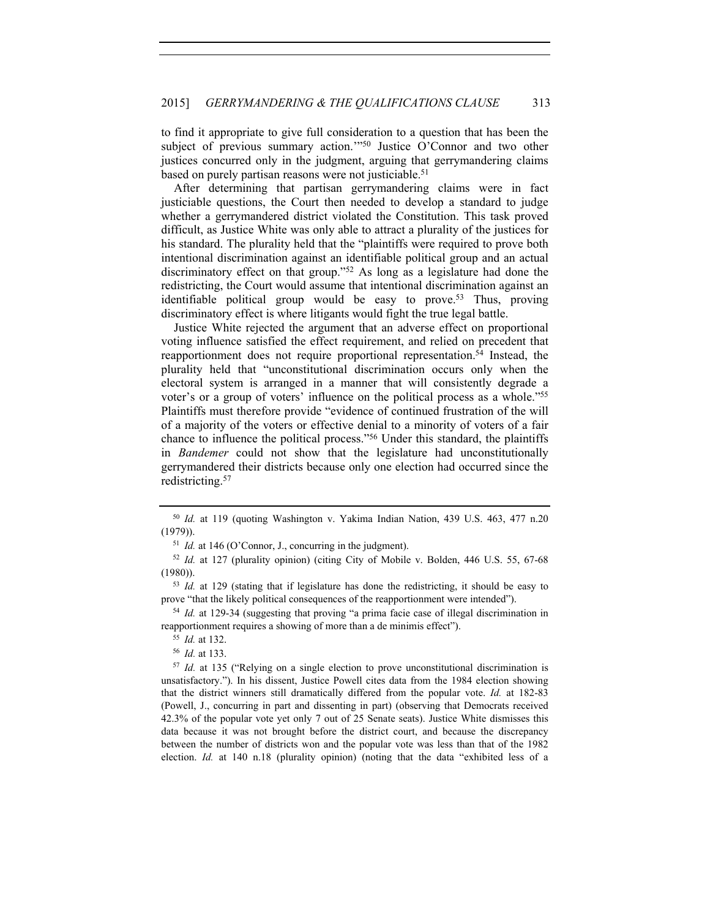to find it appropriate to give full consideration to a question that has been the subject of previous summary action.'"[50] Justice O'Connor and two other justices concurred only in the judgment, arguing that gerrymandering claims based on purely partisan reasons were not justiciable.[51]

After determining that partisan gerrymandering claims were in fact justiciable questions, the Court then needed to develop a standard to judge whether a gerrymandered district violated the Constitution. This task proved difficult, as Justice White was only able to attract a plurality of the justices for his standard. The plurality held that the "plaintiffs were required to prove both intentional discrimination against an identifiable political group and an actual discriminatory effect on that group."[52] As long as a legislature had done the redistricting, the Court would assume that intentional discrimination against an identifiable political group would be easy to prove.[53] Thus, proving discriminatory effect is where litigants would fight the true legal battle.

Justice White rejected the argument that an adverse effect on proportional voting influence satisfied the effect requirement, and relied on precedent that reapportionment does not require proportional representation.[54] Instead, the plurality held that "unconstitutional discrimination occurs only when the electoral system is arranged in a manner that will consistently degrade a voter's or a group of voters' influence on the political process as a whole."[55] Plaintiffs must therefore provide "evidence of continued frustration of the will of a majority of the voters or effective denial to a minority of voters of a fair chance to influence the political process."[56] Under this standard, the plaintiffs in *Bandemer* could not show that the legislature had unconstitutionally gerrymandered their districts because only one election had occurred since the redistricting.[57]

---

[50] *Id.* at 119 (quoting Washington v. Yakima Indian Nation, 439 U.S. 463, 477 n.20 (1979)).

[51] *Id.* at 146 (O'Connor, J., concurring in the judgment).

[52] *Id.* at 127 (plurality opinion) (citing City of Mobile v. Bolden, 446 U.S. 55, 67-68 (1980)).

[53] *Id.* at 129 (stating that if legislature has done the redistricting, it should be easy to prove "that the likely political consequences of the reapportionment were intended").

[54] *Id.* at 129-34 (suggesting that proving "a prima facie case of illegal discrimination in reapportionment requires a showing of more than a de minimis effect").

[55] *Id.* at 132.

[56] *Id.* at 133.

[57] *Id.* at 135 ("Relying on a single election to prove unconstitutional discrimination is unsatisfactory."). In his dissent, Justice Powell cites data from the 1984 election showing that the district winners still dramatically differed from the popular vote. *Id.* at 182-83 (Powell, J., concurring in part and dissenting in part) (observing that Democrats received 42.3% of the popular vote yet only 7 out of 25 Senate seats). Justice White dismisses this data because it was not brought before the district court, and because the discrepancy between the number of districts won and the popular vote was less than that of the 1982 election. *Id.* at 140 n.18 (plurality opinion) (noting that the data "exhibited less of a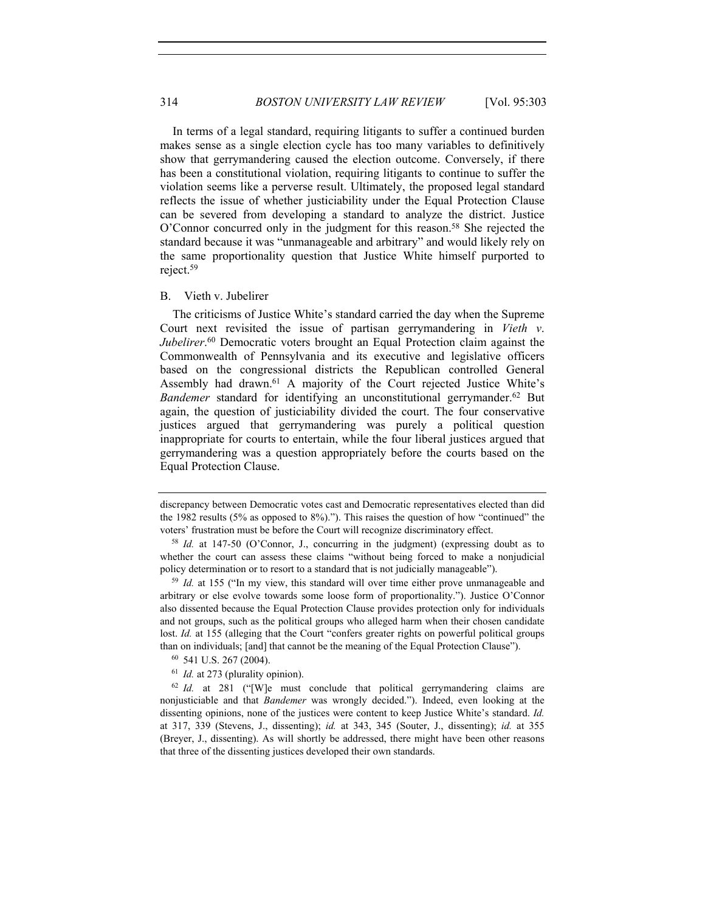In terms of a legal standard, requiring litigants to suffer a continued burden makes sense as a single election cycle has too many variables to definitively show that gerrymandering caused the election outcome. Conversely, if there has been a constitutional violation, requiring litigants to continue to suffer the violation seems like a perverse result. Ultimately, the proposed legal standard reflects the issue of whether justiciability under the Equal Protection Clause can be severed from developing a standard to analyze the district. Justice O'Connor concurred only in the judgment for this reason.[58] She rejected the standard because it was "unmanageable and arbitrary" and would likely rely on the same proportionality question that Justice White himself purported to reject.[59]

### B. Vieth v. Jubelirer

The criticisms of Justice White's standard carried the day when the Supreme Court next revisited the issue of partisan gerrymandering in *Vieth v. Jubelirer*.[60] Democratic voters brought an Equal Protection claim against the Commonwealth of Pennsylvania and its executive and legislative officers based on the congressional districts the Republican controlled General Assembly had drawn.[61] A majority of the Court rejected Justice White's *Bandemer* standard for identifying an unconstitutional gerrymander.[62] But again, the question of justiciability divided the court. The four conservative justices argued that gerrymandering was purely a political question inappropriate for courts to entertain, while the four liberal justices argued that gerrymandering was a question appropriately before the courts based on the Equal Protection Clause.

---

discrepancy between Democratic votes cast and Democratic representatives elected than did the 1982 results (5% as opposed to 8%)."). This raises the question of how "continued" the voters' frustration must be before the Court will recognize discriminatory effect.

[58] *Id.* at 147-50 (O'Connor, J., concurring in the judgment) (expressing doubt as to whether the court can assess these claims "without being forced to make a nonjudicial policy determination or to resort to a standard that is not judicially manageable").

[59] *Id.* at 155 ("In my view, this standard will over time either prove unmanageable and arbitrary or else evolve towards some loose form of proportionality."). Justice O'Connor also dissented because the Equal Protection Clause provides protection only for individuals and not groups, such as the political groups who alleged harm when their chosen candidate lost. *Id.* at 155 (alleging that the Court "confers greater rights on powerful political groups than on individuals; [and] that cannot be the meaning of the Equal Protection Clause").

[60] 541 U.S. 267 (2004).

[61] *Id.* at 273 (plurality opinion).

[62] *Id.* at 281 ("[W]e must conclude that political gerrymandering claims are nonjusticiable and that *Bandemer* was wrongly decided."). Indeed, even looking at the dissenting opinions, none of the justices were content to keep Justice White's standard. *Id.* at 317, 339 (Stevens, J., dissenting); *id.* at 343, 345 (Souter, J., dissenting); *id.* at 355 (Breyer, J., dissenting). As will shortly be addressed, there might have been other reasons that three of the dissenting justices developed their own standards.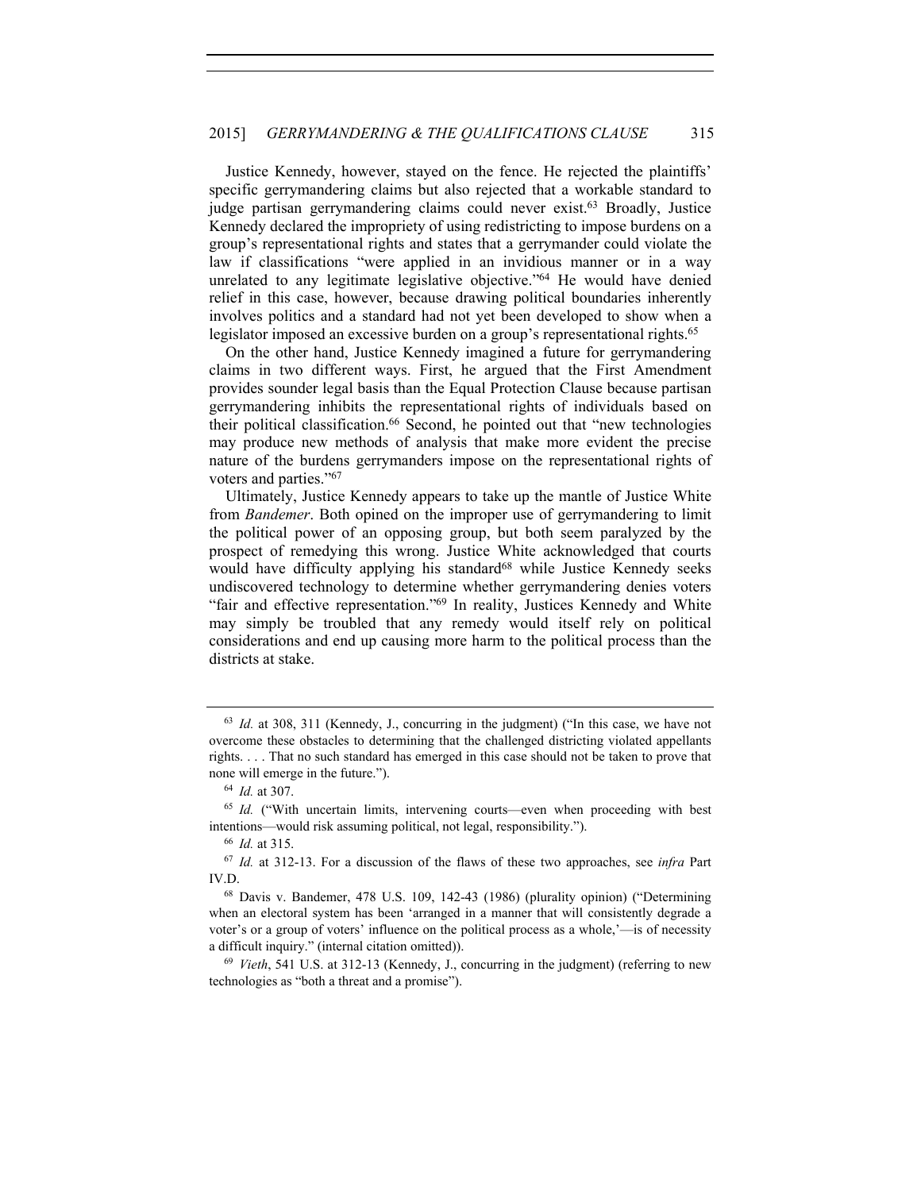Justice Kennedy, however, stayed on the fence. He rejected the plaintiffs' specific gerrymandering claims but also rejected that a workable standard to judge partisan gerrymandering claims could never exist.[63] Broadly, Justice Kennedy declared the impropriety of using redistricting to impose burdens on a group's representational rights and states that a gerrymander could violate the law if classifications "were applied in an invidious manner or in a way unrelated to any legitimate legislative objective."[64] He would have denied relief in this case, however, because drawing political boundaries inherently involves politics and a standard had not yet been developed to show when a legislator imposed an excessive burden on a group's representational rights.[65]

On the other hand, Justice Kennedy imagined a future for gerrymandering claims in two different ways. First, he argued that the First Amendment provides sounder legal basis than the Equal Protection Clause because partisan gerrymandering inhibits the representational rights of individuals based on their political classification.[66] Second, he pointed out that "new technologies may produce new methods of analysis that make more evident the precise nature of the burdens gerrymanders impose on the representational rights of voters and parties."[67]

Ultimately, Justice Kennedy appears to take up the mantle of Justice White from *Bandemer*. Both opined on the improper use of gerrymandering to limit the political power of an opposing group, but both seem paralyzed by the prospect of remedying this wrong. Justice White acknowledged that courts would have difficulty applying his standard[68] while Justice Kennedy seeks undiscovered technology to determine whether gerrymandering denies voters "fair and effective representation."[69] In reality, Justices Kennedy and White may simply be troubled that any remedy would itself rely on political considerations and end up causing more harm to the political process than the districts at stake.

---

[63] *Id.* at 308, 311 (Kennedy, J., concurring in the judgment) ("In this case, we have not overcome these obstacles to determining that the challenged districting violated appellants rights. . . . That no such standard has emerged in this case should not be taken to prove that none will emerge in the future.").

[64] *Id.* at 307.

[65] *Id.* ("With uncertain limits, intervening courts—even when proceeding with best intentions—would risk assuming political, not legal, responsibility.").

[66] *Id.* at 315.

[67] *Id.* at 312-13. For a discussion of the flaws of these two approaches, see *infra* Part IV.D.

[68] Davis v. Bandemer, 478 U.S. 109, 142-43 (1986) (plurality opinion) ("Determining when an electoral system has been 'arranged in a manner that will consistently degrade a voter's or a group of voters' influence on the political process as a whole,'—is of necessity a difficult inquiry." (internal citation omitted)).

[69] *Vieth*, 541 U.S. at 312-13 (Kennedy, J., concurring in the judgment) (referring to new technologies as "both a threat and a promise").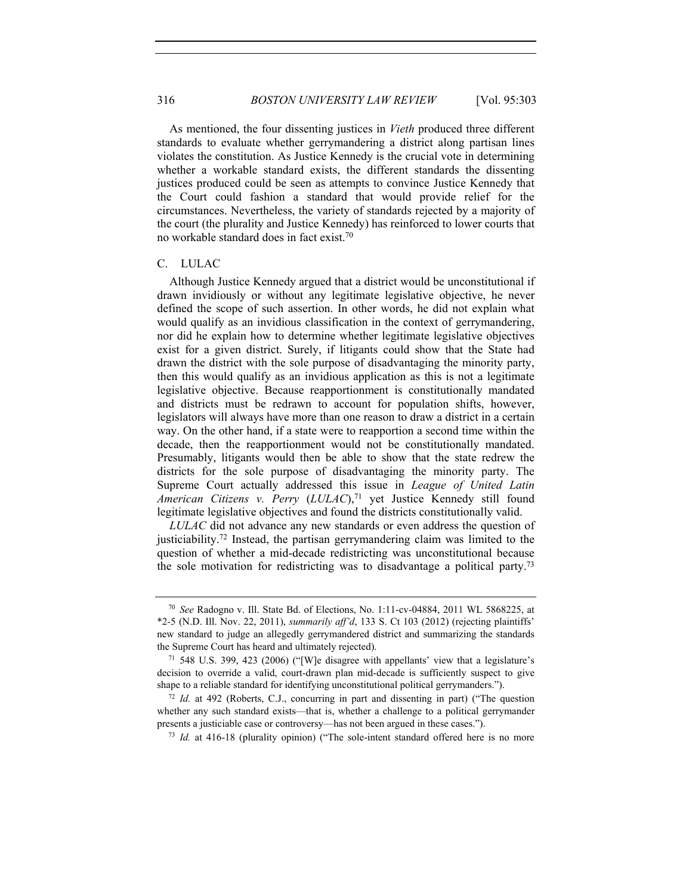As mentioned, the four dissenting justices in *Vieth* produced three different standards to evaluate whether gerrymandering a district along partisan lines violates the constitution. As Justice Kennedy is the crucial vote in determining whether a workable standard exists, the different standards the dissenting justices produced could be seen as attempts to convince Justice Kennedy that the Court could fashion a standard that would provide relief for the circumstances. Nevertheless, the variety of standards rejected by a majority of the court (the plurality and Justice Kennedy) has reinforced to lower courts that no workable standard does in fact exist.[70]

## C. LULAC

Although Justice Kennedy argued that a district would be unconstitutional if drawn invidiously or without any legitimate legislative objective, he never defined the scope of such assertion. In other words, he did not explain what would qualify as an invidious classification in the context of gerrymandering, nor did he explain how to determine whether legitimate legislative objectives exist for a given district. Surely, if litigants could show that the State had drawn the district with the sole purpose of disadvantaging the minority party, then this would qualify as an invidious application as this is not a legitimate legislative objective. Because reapportionment is constitutionally mandated and districts must be redrawn to account for population shifts, however, legislators will always have more than one reason to draw a district in a certain way. On the other hand, if a state were to reapportion a second time within the decade, then the reapportionment would not be constitutionally mandated. Presumably, litigants would then be able to show that the state redrew the districts for the sole purpose of disadvantaging the minority party. The Supreme Court actually addressed this issue in *League of United Latin American Citizens v. Perry* (*LULAC*),[71] yet Justice Kennedy still found legitimate legislative objectives and found the districts constitutionally valid.

*LULAC* did not advance any new standards or even address the question of justiciability.[72] Instead, the partisan gerrymandering claim was limited to the question of whether a mid-decade redistricting was unconstitutional because the sole motivation for redistricting was to disadvantage a political party.[73]

---

[70] *See* Radogno v. Ill. State Bd. of Elections, No. 1:11-cv-04884, 2011 WL 5868225, at \*2-5 (N.D. Ill. Nov. 22, 2011), *summarily aff'd*, 133 S. Ct 103 (2012) (rejecting plaintiffs' new standard to judge an allegedly gerrymandered district and summarizing the standards the Supreme Court has heard and ultimately rejected).

[71] 548 U.S. 399, 423 (2006) ("[W]e disagree with appellants' view that a legislature's decision to override a valid, court-drawn plan mid-decade is sufficiently suspect to give shape to a reliable standard for identifying unconstitutional political gerrymanders.").

[72] *Id.* at 492 (Roberts, C.J., concurring in part and dissenting in part) ("The question whether any such standard exists—that is, whether a challenge to a political gerrymander presents a justiciable case or controversy—has not been argued in these cases.").

[73] *Id.* at 416-18 (plurality opinion) ("The sole-intent standard offered here is no more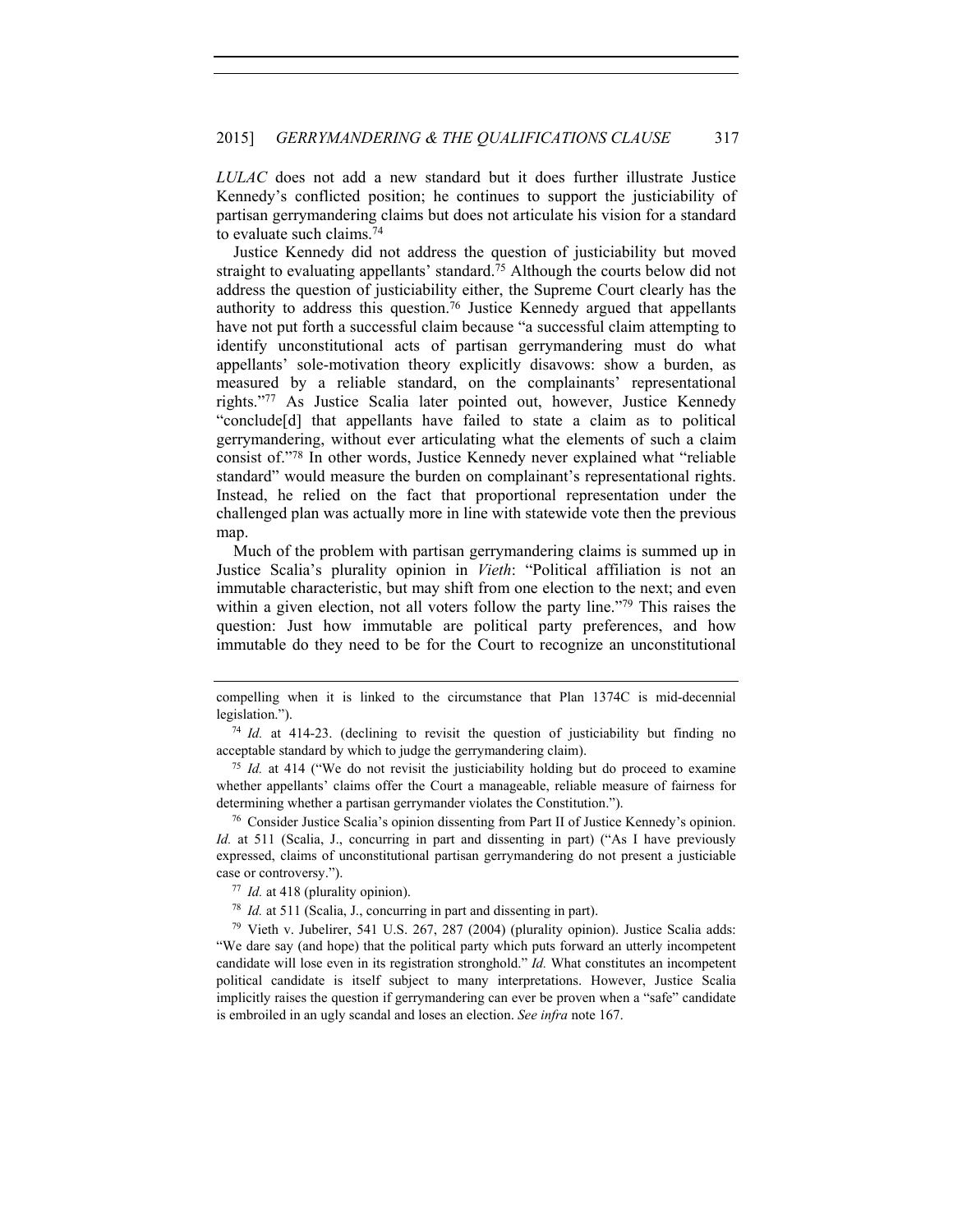*LULAC* does not add a new standard but it does further illustrate Justice Kennedy's conflicted position; he continues to support the justiciability of partisan gerrymandering claims but does not articulate his vision for a standard to evaluate such claims.[74]

Justice Kennedy did not address the question of justiciability but moved straight to evaluating appellants' standard.[75] Although the courts below did not address the question of justiciability either, the Supreme Court clearly has the authority to address this question.[76] Justice Kennedy argued that appellants have not put forth a successful claim because "a successful claim attempting to identify unconstitutional acts of partisan gerrymandering must do what appellants' sole-motivation theory explicitly disavows: show a burden, as measured by a reliable standard, on the complainants' representational rights."[77] As Justice Scalia later pointed out, however, Justice Kennedy "conclude[d] that appellants have failed to state a claim as to political gerrymandering, without ever articulating what the elements of such a claim consist of."[78] In other words, Justice Kennedy never explained what "reliable standard" would measure the burden on complainant's representational rights. Instead, he relied on the fact that proportional representation under the challenged plan was actually more in line with statewide vote then the previous map.

Much of the problem with partisan gerrymandering claims is summed up in Justice Scalia's plurality opinion in *Vieth*: "Political affiliation is not an immutable characteristic, but may shift from one election to the next; and even within a given election, not all voters follow the party line."[79] This raises the question: Just how immutable are political party preferences, and how immutable do they need to be for the Court to recognize an unconstitutional

---

compelling when it is linked to the circumstance that Plan 1374C is mid-decennial legislation.").

[74] *Id.* at 414-23. (declining to revisit the question of justiciability but finding no acceptable standard by which to judge the gerrymandering claim).

[75] *Id.* at 414 ("We do not revisit the justiciability holding but do proceed to examine whether appellants' claims offer the Court a manageable, reliable measure of fairness for determining whether a partisan gerrymander violates the Constitution.").

[76] Consider Justice Scalia's opinion dissenting from Part II of Justice Kennedy's opinion. *Id.* at 511 (Scalia, J., concurring in part and dissenting in part) ("As I have previously expressed, claims of unconstitutional partisan gerrymandering do not present a justiciable case or controversy.").

[77] *Id.* at 418 (plurality opinion).

[78] *Id.* at 511 (Scalia, J., concurring in part and dissenting in part).

[79] Vieth v. Jubelirer, 541 U.S. 267, 287 (2004) (plurality opinion). Justice Scalia adds: "We dare say (and hope) that the political party which puts forward an utterly incompetent candidate will lose even in its registration stronghold." *Id.* What constitutes an incompetent political candidate is itself subject to many interpretations. However, Justice Scalia implicitly raises the question if gerrymandering can ever be proven when a "safe" candidate is embroiled in an ugly scandal and loses an election. *See infra* note 167.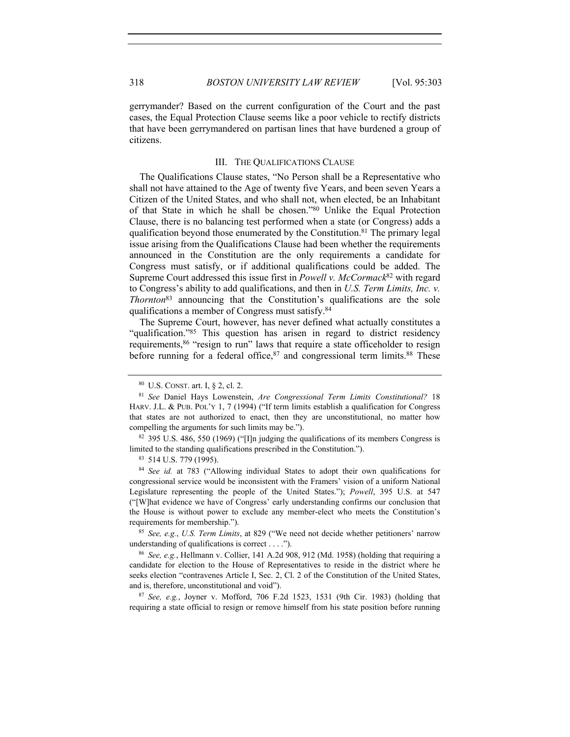gerrymander? Based on the current configuration of the Court and the past cases, the Equal Protection Clause seems like a poor vehicle to rectify districts that have been gerrymandered on partisan lines that have burdened a group of citizens.

## III. THE QUALIFICATIONS CLAUSE

The Qualifications Clause states, "No Person shall be a Representative who shall not have attained to the Age of twenty five Years, and been seven Years a Citizen of the United States, and who shall not, when elected, be an Inhabitant of that State in which he shall be chosen."[80] Unlike the Equal Protection Clause, there is no balancing test performed when a state (or Congress) adds a qualification beyond those enumerated by the Constitution.[81] The primary legal issue arising from the Qualifications Clause had been whether the requirements announced in the Constitution are the only requirements a candidate for Congress must satisfy, or if additional qualifications could be added. The Supreme Court addressed this issue first in *Powell v. McCormack*[82] with regard to Congress's ability to add qualifications, and then in *U.S. Term Limits, Inc. v. Thornton*[83] announcing that the Constitution's qualifications are the sole qualifications a member of Congress must satisfy.[84]

The Supreme Court, however, has never defined what actually constitutes a "qualification."[85] This question has arisen in regard to district residency requirements,[86] "resign to run" laws that require a state officeholder to resign before running for a federal office,[87] and congressional term limits.[88] These

---

[80] U.S. CONST. art. I, § 2, cl. 2.

[81] *See* Daniel Hays Lowenstein, *Are Congressional Term Limits Constitutional?* 18 HARV. J.L. & PUB. POL'Y 1, 7 (1994) ("If term limits establish a qualification for Congress that states are not authorized to enact, then they are unconstitutional, no matter how compelling the arguments for such limits may be.").

[82] 395 U.S. 486, 550 (1969) ("[I]n judging the qualifications of its members Congress is limited to the standing qualifications prescribed in the Constitution.").

[83] 514 U.S. 779 (1995).

[84] *See id.* at 783 ("Allowing individual States to adopt their own qualifications for congressional service would be inconsistent with the Framers' vision of a uniform National Legislature representing the people of the United States."); *Powell*, 395 U.S. at 547 ("[W]hat evidence we have of Congress' early understanding confirms our conclusion that the House is without power to exclude any member-elect who meets the Constitution's requirements for membership.").

[85] *See, e.g.*, *U.S. Term Limits*, at 829 ("We need not decide whether petitioners' narrow understanding of qualifications is correct . . . .").

[86] *See, e.g.*, Hellmann v. Collier, 141 A.2d 908, 912 (Md. 1958) (holding that requiring a candidate for election to the House of Representatives to reside in the district where he seeks election "contravenes Article I, Sec. 2, Cl. 2 of the Constitution of the United States, and is, therefore, unconstitutional and void").

[87] *See, e.g.*, Joyner v. Mofford, 706 F.2d 1523, 1531 (9th Cir. 1983) (holding that requiring a state official to resign or remove himself from his state position before running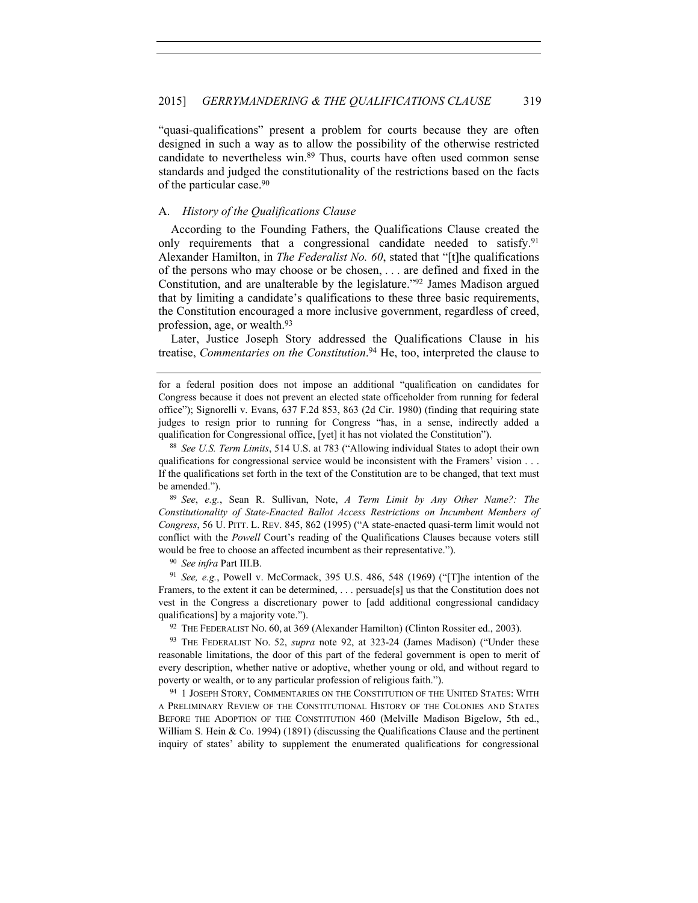"quasi-qualifications" present a problem for courts because they are often designed in such a way as to allow the possibility of the otherwise restricted candidate to nevertheless win.[89] Thus, courts have often used common sense standards and judged the constitutionality of the restrictions based on the facts of the particular case.[90]

### A. *History of the Qualifications Clause*

According to the Founding Fathers, the Qualifications Clause created the only requirements that a congressional candidate needed to satisfy.[91] Alexander Hamilton, in *The Federalist No. 60*, stated that "[t]he qualifications of the persons who may choose or be chosen, . . . are defined and fixed in the Constitution, and are unalterable by the legislature."[92] James Madison argued that by limiting a candidate's qualifications to these three basic requirements, the Constitution encouraged a more inclusive government, regardless of creed, profession, age, or wealth.[93]

Later, Justice Joseph Story addressed the Qualifications Clause in his treatise, *Commentaries on the Constitution*.[94] He, too, interpreted the clause to

---

for a federal position does not impose an additional "qualification on candidates for Congress because it does not prevent an elected state officeholder from running for federal office"); Signorelli v. Evans, 637 F.2d 853, 863 (2d Cir. 1980) (finding that requiring state judges to resign prior to running for Congress "has, in a sense, indirectly added a qualification for Congressional office, [yet] it has not violated the Constitution").

[88] *See U.S. Term Limits*, 514 U.S. at 783 ("Allowing individual States to adopt their own qualifications for congressional service would be inconsistent with the Framers' vision . . . If the qualifications set forth in the text of the Constitution are to be changed, that text must be amended.").

[89] *See*, *e.g.*, Sean R. Sullivan, Note, *A Term Limit by Any Other Name?: The Constitutionality of State-Enacted Ballot Access Restrictions on Incumbent Members of Congress*, 56 U. PITT. L. REV. 845, 862 (1995) ("A state-enacted quasi-term limit would not conflict with the *Powell* Court's reading of the Qualifications Clauses because voters still would be free to choose an affected incumbent as their representative.").

[90] *See infra* Part III.B.

[91] *See, e.g.*, Powell v. McCormack, 395 U.S. 486, 548 (1969) ("[T]he intention of the Framers, to the extent it can be determined, . . . persuade[s] us that the Constitution does not vest in the Congress a discretionary power to [add additional congressional candidacy qualifications] by a majority vote.").

[92] THE FEDERALIST NO. 60, at 369 (Alexander Hamilton) (Clinton Rossiter ed., 2003).

[93] THE FEDERALIST NO. 52, *supra* note 92, at 323-24 (James Madison) ("Under these reasonable limitations, the door of this part of the federal government is open to merit of every description, whether native or adoptive, whether young or old, and without regard to poverty or wealth, or to any particular profession of religious faith.").

[94] 1 JOSEPH STORY, COMMENTARIES ON THE CONSTITUTION OF THE UNITED STATES: WITH A PRELIMINARY REVIEW OF THE CONSTITUTIONAL HISTORY OF THE COLONIES AND STATES BEFORE THE ADOPTION OF THE CONSTITUTION 460 (Melville Madison Bigelow, 5th ed., William S. Hein & Co. 1994) (1891) (discussing the Qualifications Clause and the pertinent inquiry of states' ability to supplement the enumerated qualifications for congressional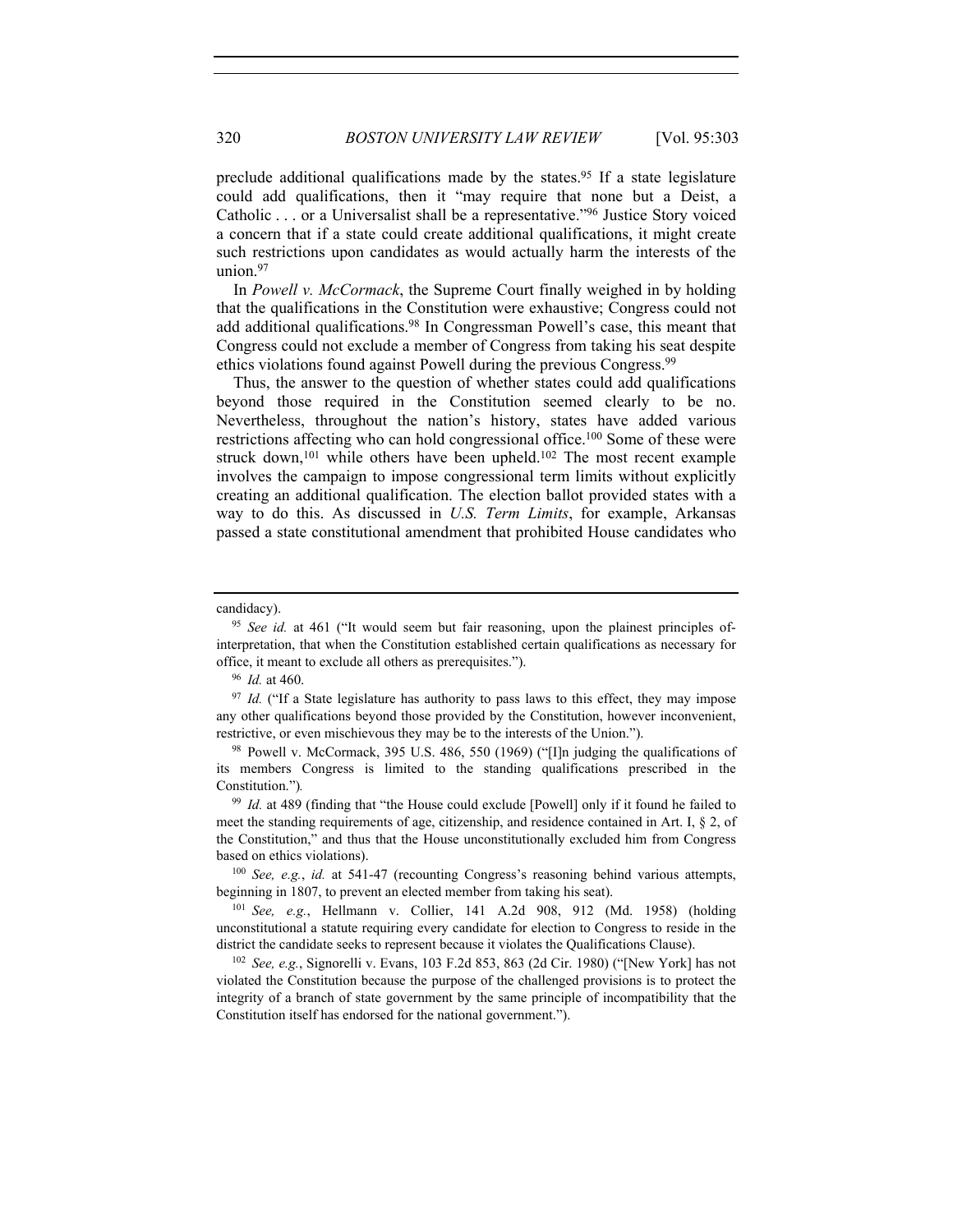preclude additional qualifications made by the states.[95] If a state legislature could add qualifications, then it "may require that none but a Deist, a Catholic . . . or a Universalist shall be a representative."[96] Justice Story voiced a concern that if a state could create additional qualifications, it might create such restrictions upon candidates as would actually harm the interests of the union.[97]

In *Powell v. McCormack*, the Supreme Court finally weighed in by holding that the qualifications in the Constitution were exhaustive; Congress could not add additional qualifications.[98] In Congressman Powell's case, this meant that Congress could not exclude a member of Congress from taking his seat despite ethics violations found against Powell during the previous Congress.[99]

Thus, the answer to the question of whether states could add qualifications beyond those required in the Constitution seemed clearly to be no. Nevertheless, throughout the nation's history, states have added various restrictions affecting who can hold congressional office.[100] Some of these were struck down,[101] while others have been upheld.[102] The most recent example involves the campaign to impose congressional term limits without explicitly creating an additional qualification. The election ballot provided states with a way to do this. As discussed in *U.S. Term Limits*, for example, Arkansas passed a state constitutional amendment that prohibited House candidates who

---

candidacy).

[95] *See id.* at 461 ("It would seem but fair reasoning, upon the plainest principles of interpretation, that when the Constitution established certain qualifications as necessary for office, it meant to exclude all others as prerequisites.").

[96] *Id.* at 460.

[97] *Id.* ("If a State legislature has authority to pass laws to this effect, they may impose any other qualifications beyond those provided by the Constitution, however inconvenient, restrictive, or even mischievous they may be to the interests of the Union.").

[98] Powell v. McCormack, 395 U.S. 486, 550 (1969) ("[I]n judging the qualifications of its members Congress is limited to the standing qualifications prescribed in the Constitution.").

[99] *Id.* at 489 (finding that "the House could exclude [Powell] only if it found he failed to meet the standing requirements of age, citizenship, and residence contained in Art. I, § 2, of the Constitution," and thus that the House unconstitutionally excluded him from Congress based on ethics violations).

[100] *See, e.g.*, *id.* at 541-47 (recounting Congress's reasoning behind various attempts, beginning in 1807, to prevent an elected member from taking his seat).

[101] *See, e.g.*, Hellmann v. Collier, 141 A.2d 908, 912 (Md. 1958) (holding unconstitutional a statute requiring every candidate for election to Congress to reside in the district the candidate seeks to represent because it violates the Qualifications Clause).

[102] *See, e.g.*, Signorelli v. Evans, 103 F.2d 853, 863 (2d Cir. 1980) ("[New York] has not violated the Constitution because the purpose of the challenged provisions is to protect the integrity of a branch of state government by the same principle of incompatibility that the Constitution itself has endorsed for the national government.").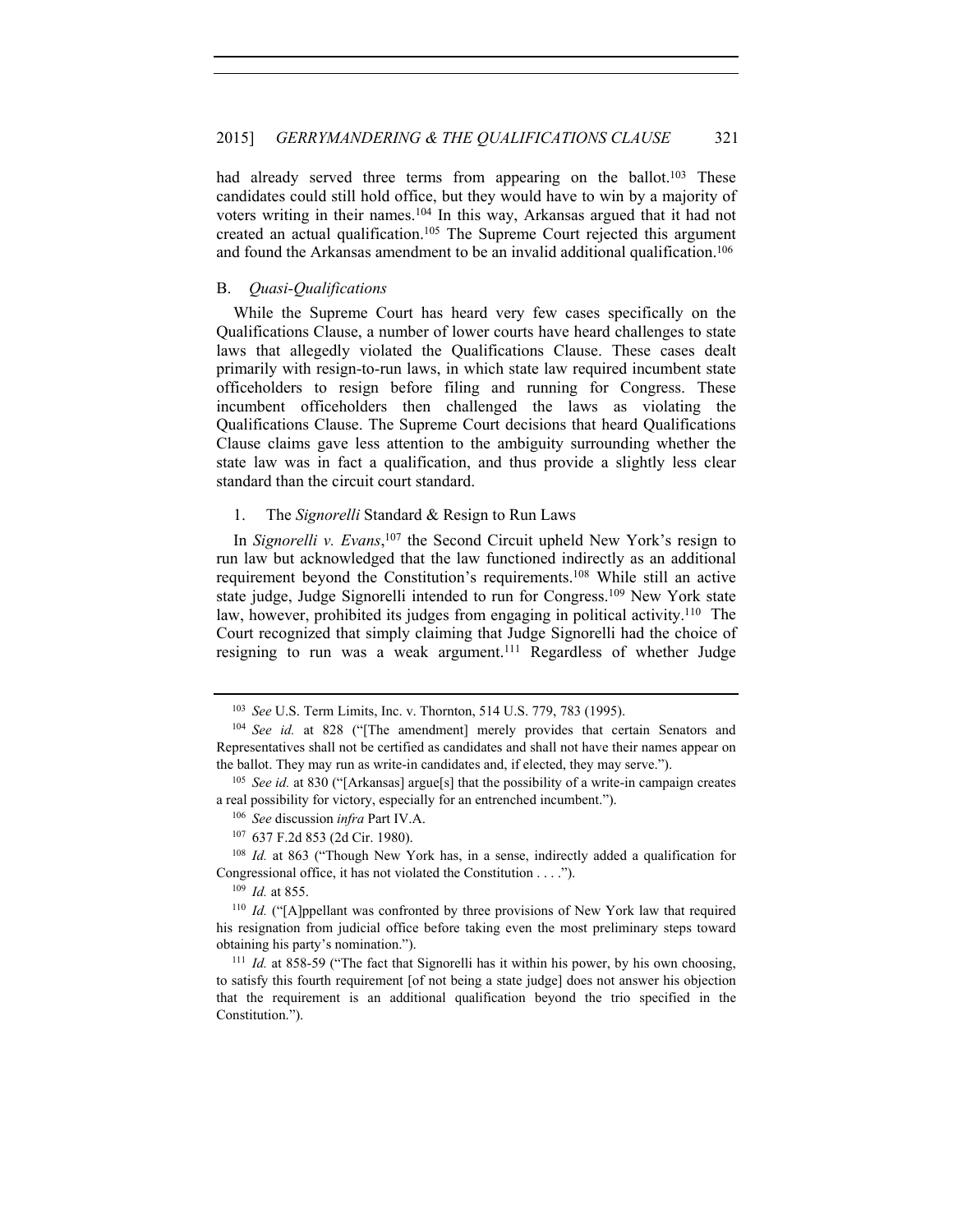had already served three terms from appearing on the ballot.[103] These candidates could still hold office, but they would have to win by a majority of voters writing in their names.[104] In this way, Arkansas argued that it had not created an actual qualification.[105] The Supreme Court rejected this argument and found the Arkansas amendment to be an invalid additional qualification.[106]

### B. *Quasi-Qualifications*

While the Supreme Court has heard very few cases specifically on the Qualifications Clause, a number of lower courts have heard challenges to state laws that allegedly violated the Qualifications Clause. These cases dealt primarily with resign-to-run laws, in which state law required incumbent state officeholders to resign before filing and running for Congress. These incumbent officeholders then challenged the laws as violating the Qualifications Clause. The Supreme Court decisions that heard Qualifications Clause claims gave less attention to the ambiguity surrounding whether the state law was in fact a qualification, and thus provide a slightly less clear standard than the circuit court standard.

#### 1. The *Signorelli* Standard & Resign to Run Laws

In *Signorelli v. Evans*,[107] the Second Circuit upheld New York's resign to run law but acknowledged that the law functioned indirectly as an additional requirement beyond the Constitution's requirements.[108] While still an active state judge, Judge Signorelli intended to run for Congress.[109] New York state law, however, prohibited its judges from engaging in political activity.[110] The Court recognized that simply claiming that Judge Signorelli had the choice of resigning to run was a weak argument.[111] Regardless of whether Judge

---

[103] *See* U.S. Term Limits, Inc. v. Thornton, 514 U.S. 779, 783 (1995).

[104] *See id.* at 828 ("[The amendment] merely provides that certain Senators and Representatives shall not be certified as candidates and shall not have their names appear on the ballot. They may run as write-in candidates and, if elected, they may serve.").

[105] *See id.* at 830 ("[Arkansas] argue[s] that the possibility of a write-in campaign creates a real possibility for victory, especially for an entrenched incumbent.").

[106] *See* discussion *infra* Part IV.A.

[107] 637 F.2d 853 (2d Cir. 1980).

[108] *Id.* at 863 ("Though New York has, in a sense, indirectly added a qualification for Congressional office, it has not violated the Constitution . . . .").

[109] *Id.* at 855.

[110] *Id.* ("[A]ppellant was confronted by three provisions of New York law that required his resignation from judicial office before taking even the most preliminary steps toward obtaining his party's nomination.").

[111] *Id.* at 858-59 ("The fact that Signorelli has it within his power, by his own choosing, to satisfy this fourth requirement [of not being a state judge] does not answer his objection that the requirement is an additional qualification beyond the trio specified in the Constitution.").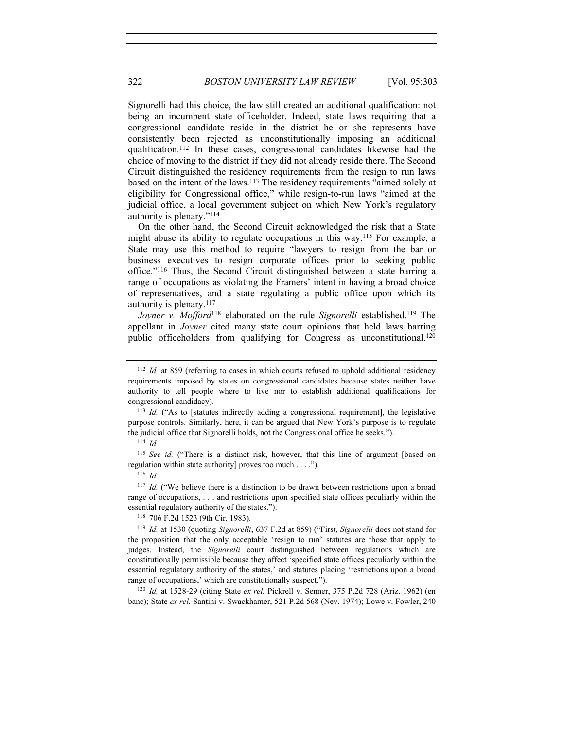Signorelli had this choice, the law still created an additional qualification: not being an incumbent state officeholder. Indeed, state laws requiring that a congressional candidate reside in the district he or she represents have consistently been rejected as unconstitutionally imposing an additional qualification.[112] In these cases, congressional candidates likewise had the choice of moving to the district if they did not already reside there. The Second Circuit distinguished the residency requirements from the resign to run laws based on the intent of the laws.[113] The residency requirements "aimed solely at eligibility for Congressional office," while resign-to-run laws "aimed at the judicial office, a local government subject on which New York's regulatory authority is plenary."[114]

On the other hand, the Second Circuit acknowledged the risk that a State might abuse its ability to regulate occupations in this way.[115] For example, a State may use this method to require "lawyers to resign from the bar or business executives to resign corporate offices prior to seeking public office."[116] Thus, the Second Circuit distinguished between a state barring a range of occupations as violating the Framers' intent in having a broad choice of representatives, and a state regulating a public office upon which its authority is plenary.[117]

*Joyner v. Mofford*[118] elaborated on the rule *Signorelli* established.[119] The appellant in *Joyner* cited many state court opinions that held laws barring public officeholders from qualifying for Congress as unconstitutional.[120]

---

[112] *Id.* at 859 (referring to cases in which courts refused to uphold additional residency requirements imposed by states on congressional candidates because states neither have authority to tell people where to live nor to establish additional qualifications for congressional candidacy).

[113] *Id.* ("As to [statutes indirectly adding a congressional requirement], the legislative purpose controls. Similarly, here, it can be argued that New York's purpose is to regulate the judicial office that Signorelli holds, not the Congressional office he seeks.").

[114] *Id.*

[115] *See id.* ("There is a distinct risk, however, that this line of argument [based on regulation within state authority] proves too much . . . .").

[116] *Id.*

[117] *Id.* ("We believe there is a distinction to be drawn between restrictions upon a broad range of occupations, . . . and restrictions upon specified state offices peculiarly within the essential regulatory authority of the states.").

[118] 706 F.2d 1523 (9th Cir. 1983).

[119] *Id.* at 1530 (quoting *Signorelli*, 637 F.2d at 859) ("First, *Signorelli* does not stand for the proposition that the only acceptable 'resign to run' statutes are those that apply to judges. Instead, the *Signorelli* court distinguished between regulations which are constitutionally permissible because they affect 'specified state offices peculiarly within the essential regulatory authority of the states,' and statutes placing 'restrictions upon a broad range of occupations,' which are constitutionally suspect.").

[120] *Id.* at 1528-29 (citing State *ex rel.* Pickrell v. Senner, 375 P.2d 728 (Ariz. 1962) (en banc); State *ex rel.* Santini v. Swackhamer, 521 P.2d 568 (Nev. 1974); Lowe v. Fowler, 240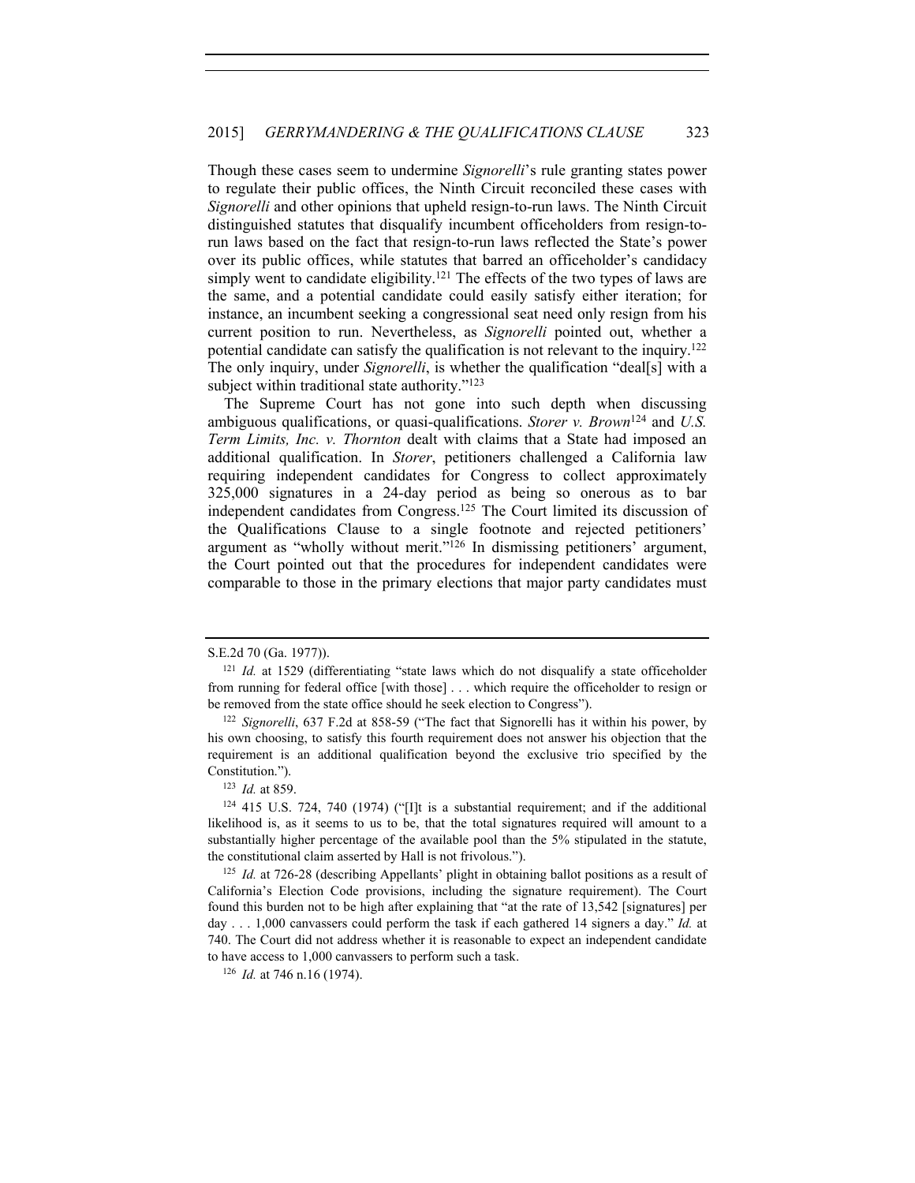Though these cases seem to undermine *Signorelli*'s rule granting states power to regulate their public offices, the Ninth Circuit reconciled these cases with *Signorelli* and other opinions that upheld resign-to-run laws. The Ninth Circuit distinguished statutes that disqualify incumbent officeholders from resign-to-run laws based on the fact that resign-to-run laws reflected the State's power over its public offices, while statutes that barred an officeholder's candidacy simply went to candidate eligibility.[121] The effects of the two types of laws are the same, and a potential candidate could easily satisfy either iteration; for instance, an incumbent seeking a congressional seat need only resign from his current position to run. Nevertheless, as *Signorelli* pointed out, whether a potential candidate can satisfy the qualification is not relevant to the inquiry.[122] The only inquiry, under *Signorelli*, is whether the qualification "deal[s] with a subject within traditional state authority."[123]

The Supreme Court has not gone into such depth when discussing ambiguous qualifications, or quasi-qualifications. *Storer v. Brown*[124] and *U.S. Term Limits, Inc. v. Thornton* dealt with claims that a State had imposed an additional qualification. In *Storer*, petitioners challenged a California law requiring independent candidates for Congress to collect approximately 325,000 signatures in a 24-day period as being so onerous as to bar independent candidates from Congress.[125] The Court limited its discussion of the Qualifications Clause to a single footnote and rejected petitioners' argument as "wholly without merit."[126] In dismissing petitioners' argument, the Court pointed out that the procedures for independent candidates were comparable to those in the primary elections that major party candidates must

---

S.E.2d 70 (Ga. 1977)).

[121] *Id.* at 1529 (differentiating "state laws which do not disqualify a state officeholder from running for federal office [with those] . . . which require the officeholder to resign or be removed from the state office should he seek election to Congress").

[122] *Signorelli*, 637 F.2d at 858-59 ("The fact that Signorelli has it within his power, by his own choosing, to satisfy this fourth requirement does not answer his objection that the requirement is an additional qualification beyond the exclusive trio specified by the Constitution.").

[123] *Id.* at 859.

[124] 415 U.S. 724, 740 (1974) ("[I]t is a substantial requirement; and if the additional likelihood is, as it seems to us to be, that the total signatures required will amount to a substantially higher percentage of the available pool than the 5% stipulated in the statute, the constitutional claim asserted by Hall is not frivolous.").

[125] *Id.* at 726-28 (describing Appellants' plight in obtaining ballot positions as a result of California's Election Code provisions, including the signature requirement). The Court found this burden not to be high after explaining that "at the rate of 13,542 [signatures] per day . . . 1,000 canvassers could perform the task if each gathered 14 signers a day." *Id.* at 740. The Court did not address whether it is reasonable to expect an independent candidate to have access to 1,000 canvassers to perform such a task.

[126] *Id.* at 746 n.16 (1974).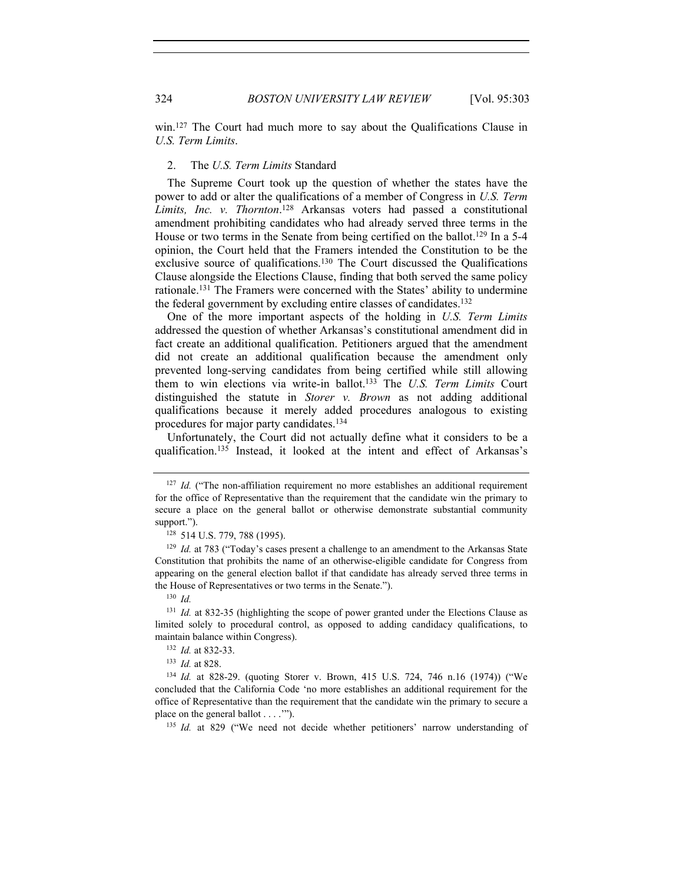win.[127] The Court had much more to say about the Qualifications Clause in *U.S. Term Limits*.

2. The *U.S. Term Limits* Standard

The Supreme Court took up the question of whether the states have the power to add or alter the qualifications of a member of Congress in *U.S. Term Limits, Inc. v. Thornton*.[128] Arkansas voters had passed a constitutional amendment prohibiting candidates who had already served three terms in the House or two terms in the Senate from being certified on the ballot.[129] In a 5-4 opinion, the Court held that the Framers intended the Constitution to be the exclusive source of qualifications.[130] The Court discussed the Qualifications Clause alongside the Elections Clause, finding that both served the same policy rationale.[131] The Framers were concerned with the States' ability to undermine the federal government by excluding entire classes of candidates.[132]

One of the more important aspects of the holding in *U.S. Term Limits* addressed the question of whether Arkansas's constitutional amendment did in fact create an additional qualification. Petitioners argued that the amendment did not create an additional qualification because the amendment only prevented long-serving candidates from being certified while still allowing them to win elections via write-in ballot.[133] The *U.S. Term Limits* Court distinguished the statute in *Storer v. Brown* as not adding additional qualifications because it merely added procedures analogous to existing procedures for major party candidates.[134]

Unfortunately, the Court did not actually define what it considers to be a qualification.[135] Instead, it looked at the intent and effect of Arkansas's

---

[127] *Id.* ("The non-affiliation requirement no more establishes an additional requirement for the office of Representative than the requirement that the candidate win the primary to secure a place on the general ballot or otherwise demonstrate substantial community support.").

[128] 514 U.S. 779, 788 (1995).

[129] *Id.* at 783 ("Today's cases present a challenge to an amendment to the Arkansas State Constitution that prohibits the name of an otherwise-eligible candidate for Congress from appearing on the general election ballot if that candidate has already served three terms in the House of Representatives or two terms in the Senate.").

[130] *Id.*

[131] *Id.* at 832-35 (highlighting the scope of power granted under the Elections Clause as limited solely to procedural control, as opposed to adding candidacy qualifications, to maintain balance within Congress).

[132] *Id.* at 832-33.

[133] *Id.* at 828.

[134] *Id.* at 828-29. (quoting Storer v. Brown, 415 U.S. 724, 746 n.16 (1974)) ("We concluded that the California Code 'no more establishes an additional requirement for the office of Representative than the requirement that the candidate win the primary to secure a place on the general ballot . . . .'").

[135] *Id.* at 829 ("We need not decide whether petitioners' narrow understanding of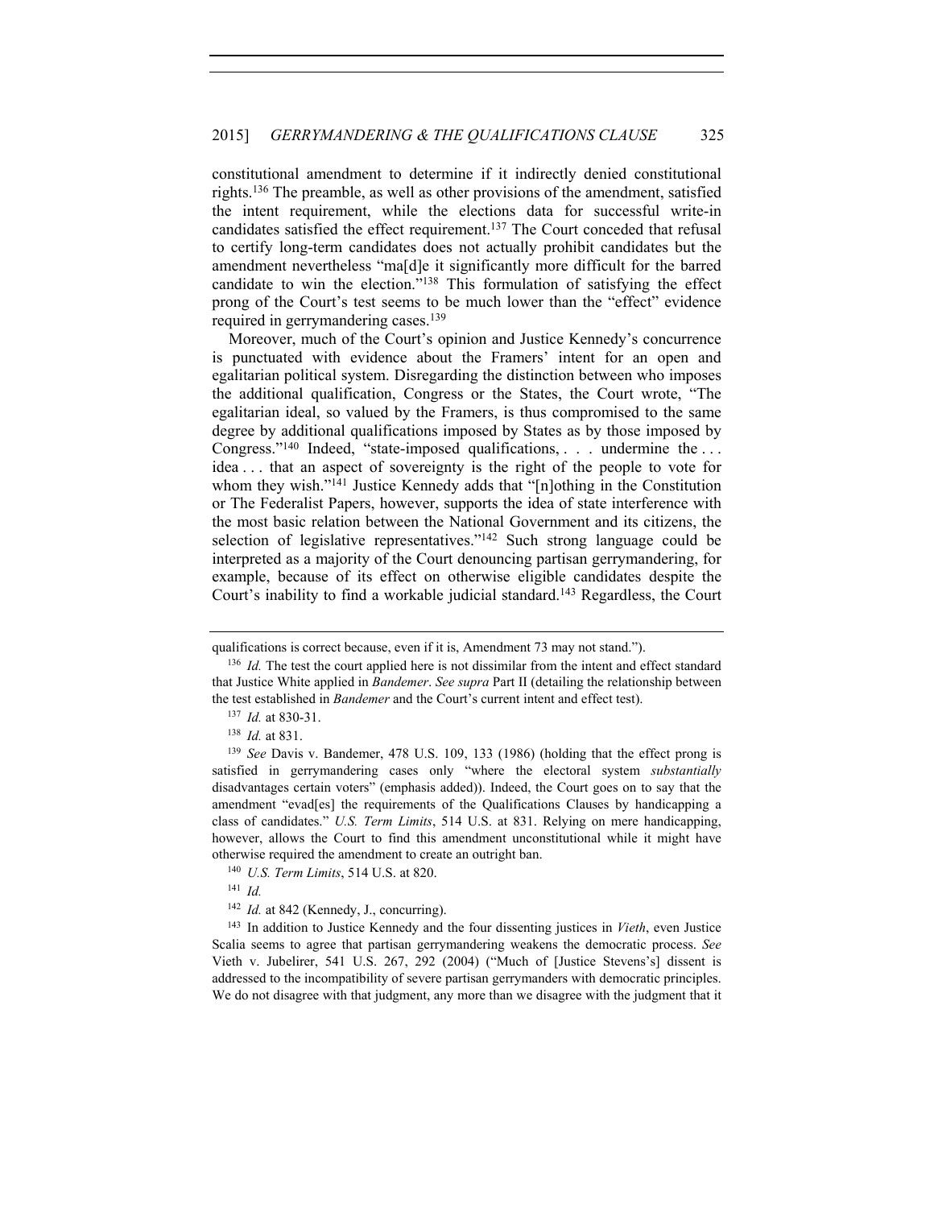constitutional amendment to determine if it indirectly denied constitutional rights.[136] The preamble, as well as other provisions of the amendment, satisfied the intent requirement, while the elections data for successful write-in candidates satisfied the effect requirement.[137] The Court conceded that refusal to certify long-term candidates does not actually prohibit candidates but the amendment nevertheless "ma[d]e it significantly more difficult for the barred candidate to win the election."[138] This formulation of satisfying the effect prong of the Court's test seems to be much lower than the "effect" evidence required in gerrymandering cases.[139]

Moreover, much of the Court's opinion and Justice Kennedy's concurrence is punctuated with evidence about the Framers' intent for an open and egalitarian political system. Disregarding the distinction between who imposes the additional qualification, Congress or the States, the Court wrote, "The egalitarian ideal, so valued by the Framers, is thus compromised to the same degree by additional qualifications imposed by States as by those imposed by Congress."[140] Indeed, "state-imposed qualifications, . . . undermine the . . . idea . . . that an aspect of sovereignty is the right of the people to vote for whom they wish."[141] Justice Kennedy adds that "[n]othing in the Constitution or The Federalist Papers, however, supports the idea of state interference with the most basic relation between the National Government and its citizens, the selection of legislative representatives."[142] Such strong language could be interpreted as a majority of the Court denouncing partisan gerrymandering, for example, because of its effect on otherwise eligible candidates despite the Court's inability to find a workable judicial standard.[143] Regardless, the Court

---

qualifications is correct because, even if it is, Amendment 73 may not stand.").

[136] *Id.* The test the court applied here is not dissimilar from the intent and effect standard that Justice White applied in *Bandemer*. *See supra* Part II (detailing the relationship between the test established in *Bandemer* and the Court's current intent and effect test).

[137] *Id.* at 830-31.

[138] *Id.* at 831.

[139] *See* Davis v. Bandemer, 478 U.S. 109, 133 (1986) (holding that the effect prong is satisfied in gerrymandering cases only "where the electoral system *substantially* disadvantages certain voters" (emphasis added)). Indeed, the Court goes on to say that the amendment "evad[es] the requirements of the Qualifications Clauses by handicapping a class of candidates." *U.S. Term Limits*, 514 U.S. at 831. Relying on mere handicapping, however, allows the Court to find this amendment unconstitutional while it might have otherwise required the amendment to create an outright ban.

[140] *U.S. Term Limits*, 514 U.S. at 820.

[141] *Id.*

[142] *Id.* at 842 (Kennedy, J., concurring).

[143] In addition to Justice Kennedy and the four dissenting justices in *Vieth*, even Justice Scalia seems to agree that partisan gerrymandering weakens the democratic process. *See* Vieth v. Jubelirer, 541 U.S. 267, 292 (2004) ("Much of [Justice Stevens's] dissent is addressed to the incompatibility of severe partisan gerrymanders with democratic principles. We do not disagree with that judgment, any more than we disagree with the judgment that it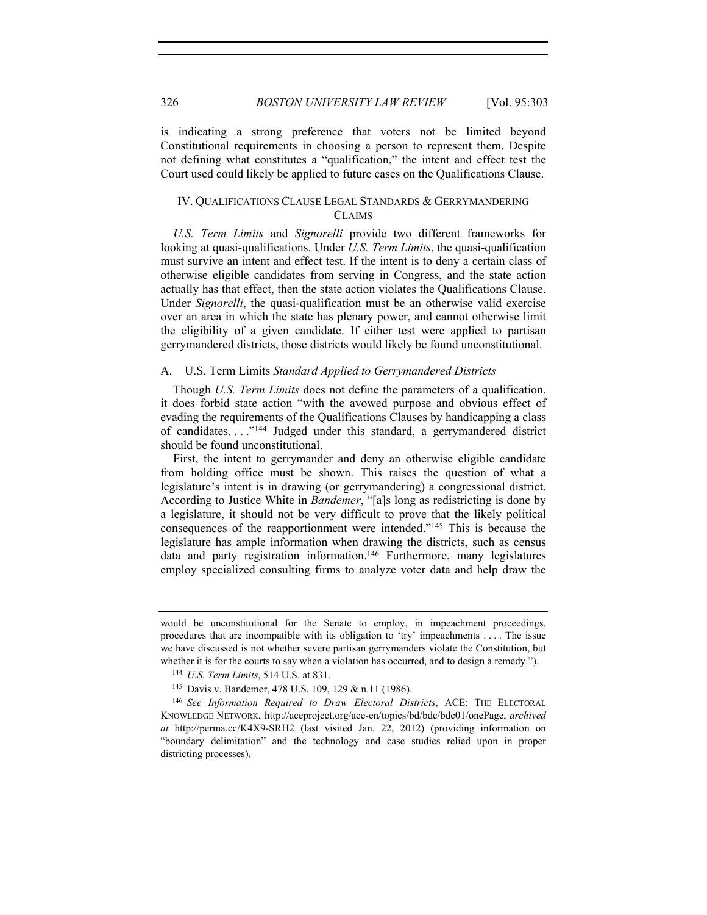is indicating a strong preference that voters not be limited beyond Constitutional requirements in choosing a person to represent them. Despite not defining what constitutes a "qualification," the intent and effect test the Court used could likely be applied to future cases on the Qualifications Clause.

## IV. QUALIFICATIONS CLAUSE LEGAL STANDARDS & GERRYMANDERING CLAIMS

*U.S. Term Limits* and *Signorelli* provide two different frameworks for looking at quasi-qualifications. Under *U.S. Term Limits*, the quasi-qualification must survive an intent and effect test. If the intent is to deny a certain class of otherwise eligible candidates from serving in Congress, and the state action actually has that effect, then the state action violates the Qualifications Clause. Under *Signorelli*, the quasi-qualification must be an otherwise valid exercise over an area in which the state has plenary power, and cannot otherwise limit the eligibility of a given candidate. If either test were applied to partisan gerrymandered districts, those districts would likely be found unconstitutional.

### A. U.S. Term Limits *Standard Applied to Gerrymandered Districts*

Though *U.S. Term Limits* does not define the parameters of a qualification, it does forbid state action "with the avowed purpose and obvious effect of evading the requirements of the Qualifications Clauses by handicapping a class of candidates. . . ."[144] Judged under this standard, a gerrymandered district should be found unconstitutional.

First, the intent to gerrymander and deny an otherwise eligible candidate from holding office must be shown. This raises the question of what a legislature's intent is in drawing (or gerrymandering) a congressional district. According to Justice White in *Bandemer*, "[a]s long as redistricting is done by a legislature, it should not be very difficult to prove that the likely political consequences of the reapportionment were intended."[145] This is because the legislature has ample information when drawing the districts, such as census data and party registration information.[146] Furthermore, many legislatures employ specialized consulting firms to analyze voter data and help draw the

---

would be unconstitutional for the Senate to employ, in impeachment proceedings, procedures that are incompatible with its obligation to 'try' impeachments . . . . The issue we have discussed is not whether severe partisan gerrymanders violate the Constitution, but whether it is for the courts to say when a violation has occurred, and to design a remedy.").

[144] *U.S. Term Limits*, 514 U.S. at 831.

[145] Davis v. Bandemer, 478 U.S. 109, 129 & n.11 (1986).

[146] *See Information Required to Draw Electoral Districts*, ACE: THE ELECTORAL KNOWLEDGE NETWORK, http://aceproject.org/ace-en/topics/bd/bdc/bdc01/onePage, *archived at* http://perma.cc/K4X9-SRH2 (last visited Jan. 22, 2012) (providing information on "boundary delimitation" and the technology and case studies relied upon in proper districting processes).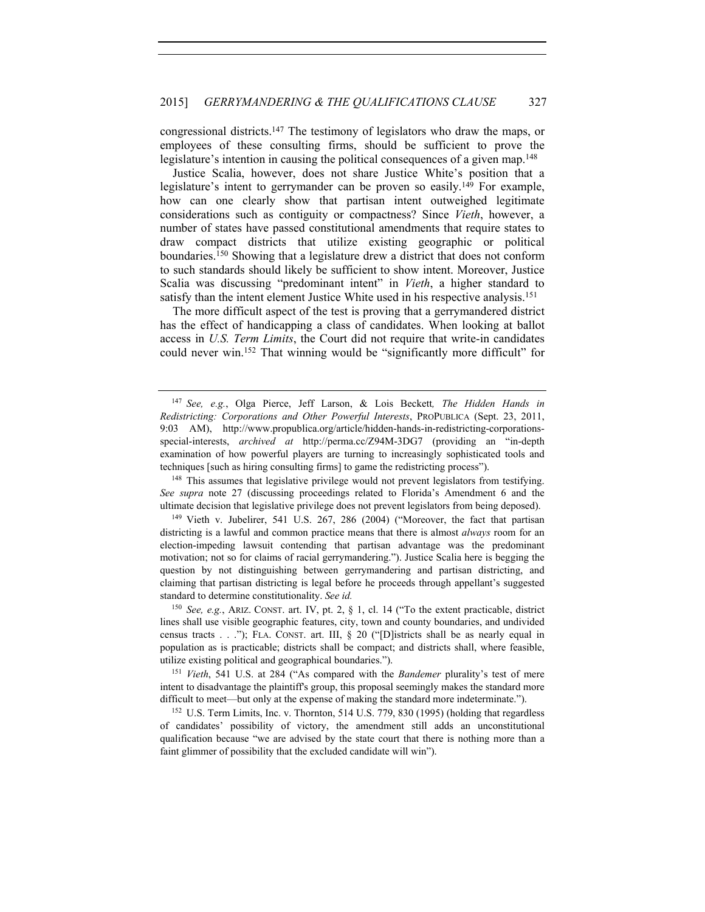congressional districts.[147] The testimony of legislators who draw the maps, or employees of these consulting firms, should be sufficient to prove the legislature's intention in causing the political consequences of a given map.[148]

Justice Scalia, however, does not share Justice White's position that a legislature's intent to gerrymander can be proven so easily.[149] For example, how can one clearly show that partisan intent outweighed legitimate considerations such as contiguity or compactness? Since *Vieth*, however, a number of states have passed constitutional amendments that require states to draw compact districts that utilize existing geographic or political boundaries.[150] Showing that a legislature drew a district that does not conform to such standards should likely be sufficient to show intent. Moreover, Justice Scalia was discussing "predominant intent" in *Vieth*, a higher standard to satisfy than the intent element Justice White used in his respective analysis.[151]

The more difficult aspect of the test is proving that a gerrymandered district has the effect of handicapping a class of candidates. When looking at ballot access in *U.S. Term Limits*, the Court did not require that write-in candidates could never win.[152] That winning would be "significantly more difficult" for

---

[147] *See, e.g.*, Olga Pierce, Jeff Larson, & Lois Beckett*, The Hidden Hands in Redistricting: Corporations and Other Powerful Interests*, PROPUBLICA (Sept. 23, 2011, 9:03 AM), http://www.propublica.org/article/hidden-hands-in-redistricting-corporations-special-interests, *archived at* http://perma.cc/Z94M-3DG7 (providing an "in-depth examination of how powerful players are turning to increasingly sophisticated tools and techniques [such as hiring consulting firms] to game the redistricting process").

[148] This assumes that legislative privilege would not prevent legislators from testifying. *See supra* note 27 (discussing proceedings related to Florida's Amendment 6 and the ultimate decision that legislative privilege does not prevent legislators from being deposed).

[149] Vieth v. Jubelirer, 541 U.S. 267, 286 (2004) ("Moreover, the fact that partisan districting is a lawful and common practice means that there is almost *always* room for an election-impeding lawsuit contending that partisan advantage was the predominant motivation; not so for claims of racial gerrymandering."). Justice Scalia here is begging the question by not distinguishing between gerrymandering and partisan districting, and claiming that partisan districting is legal before he proceeds through appellant's suggested standard to determine constitutionality. *See id.*

[150] *See, e.g.*, ARIZ. CONST. art. IV, pt. 2, § 1, cl. 14 ("To the extent practicable, district lines shall use visible geographic features, city, town and county boundaries, and undivided census tracts . . ."); FLA. CONST. art. III, § 20 ("[D]istricts shall be as nearly equal in population as is practicable; districts shall be compact; and districts shall, where feasible, utilize existing political and geographical boundaries.").

[151] *Vieth*, 541 U.S. at 284 ("As compared with the *Bandemer* plurality's test of mere intent to disadvantage the plaintiff's group, this proposal seemingly makes the standard more difficult to meet—but only at the expense of making the standard more indeterminate.").

[152] U.S. Term Limits, Inc. v. Thornton, 514 U.S. 779, 830 (1995) (holding that regardless of candidates' possibility of victory, the amendment still adds an unconstitutional qualification because "we are advised by the state court that there is nothing more than a faint glimmer of possibility that the excluded candidate will win").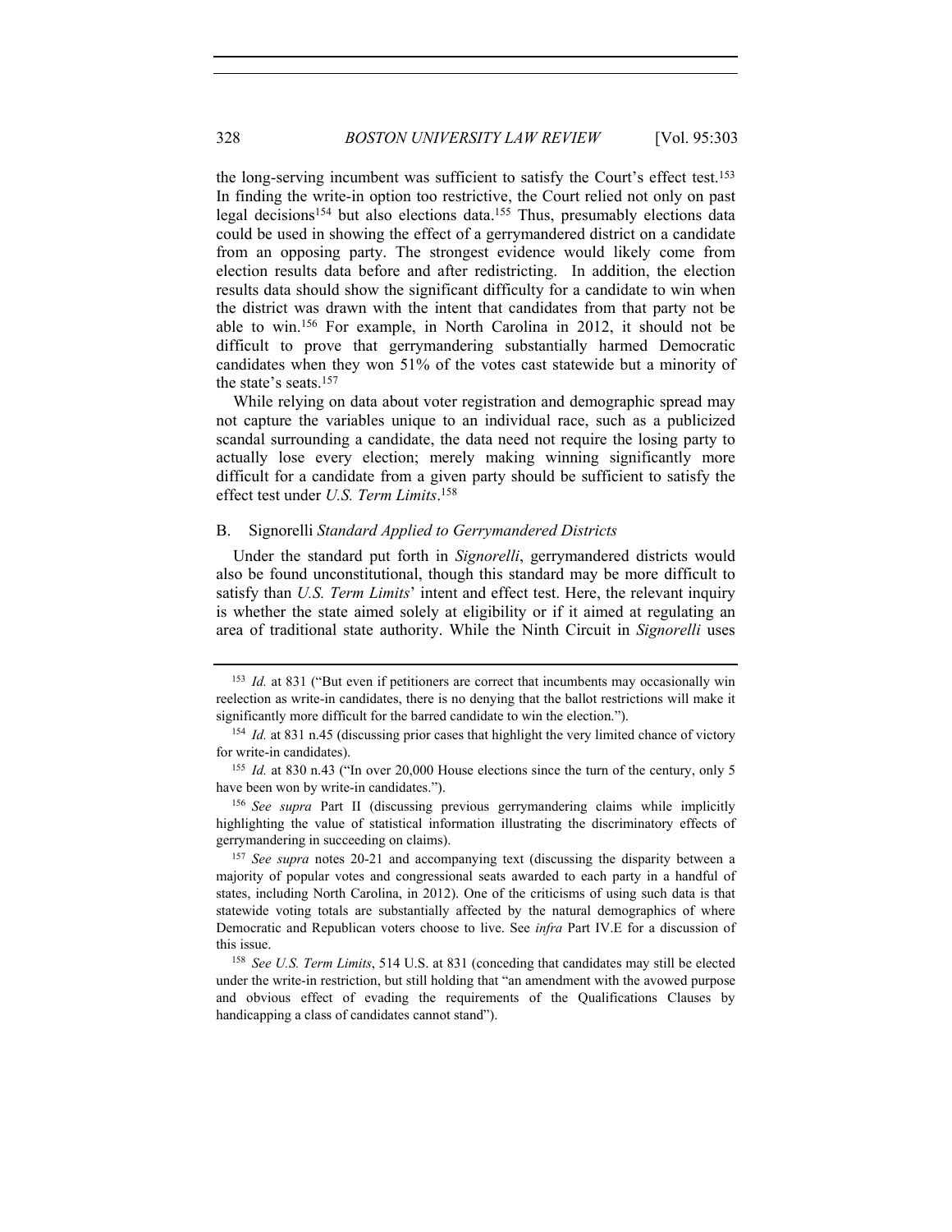the long-serving incumbent was sufficient to satisfy the Court's effect test.[153] In finding the write-in option too restrictive, the Court relied not only on past legal decisions[154] but also elections data.[155] Thus, presumably elections data could be used in showing the effect of a gerrymandered district on a candidate from an opposing party. The strongest evidence would likely come from election results data before and after redistricting. In addition, the election results data should show the significant difficulty for a candidate to win when the district was drawn with the intent that candidates from that party not be able to win.[156] For example, in North Carolina in 2012, it should not be difficult to prove that gerrymandering substantially harmed Democratic candidates when they won 51% of the votes cast statewide but a minority of the state's seats.[157]

While relying on data about voter registration and demographic spread may not capture the variables unique to an individual race, such as a publicized scandal surrounding a candidate, the data need not require the losing party to actually lose every election; merely making winning significantly more difficult for a candidate from a given party should be sufficient to satisfy the effect test under *U.S. Term Limits*.[158]

### B. *Signorelli Standard Applied to Gerrymandered Districts*

Under the standard put forth in *Signorelli*, gerrymandered districts would also be found unconstitutional, though this standard may be more difficult to satisfy than *U.S. Term Limits*' intent and effect test. Here, the relevant inquiry is whether the state aimed solely at eligibility or if it aimed at regulating an area of traditional state authority. While the Ninth Circuit in *Signorelli* uses

---

[153] *Id.* at 831 ("But even if petitioners are correct that incumbents may occasionally win reelection as write-in candidates, there is no denying that the ballot restrictions will make it significantly more difficult for the barred candidate to win the election.").

[154] *Id.* at 831 n.45 (discussing prior cases that highlight the very limited chance of victory for write-in candidates).

[155] *Id.* at 830 n.43 ("In over 20,000 House elections since the turn of the century, only 5 have been won by write-in candidates.").

[156] *See supra* Part II (discussing previous gerrymandering claims while implicitly highlighting the value of statistical information illustrating the discriminatory effects of gerrymandering in succeeding on claims).

[157] *See supra* notes 20-21 and accompanying text (discussing the disparity between a majority of popular votes and congressional seats awarded to each party in a handful of states, including North Carolina, in 2012). One of the criticisms of using such data is that statewide voting totals are substantially affected by the natural demographics of where Democratic and Republican voters choose to live. See *infra* Part IV.E for a discussion of this issue.

[158] *See U.S. Term Limits*, 514 U.S. at 831 (conceding that candidates may still be elected under the write-in restriction, but still holding that "an amendment with the avowed purpose and obvious effect of evading the requirements of the Qualifications Clauses by handicapping a class of candidates cannot stand").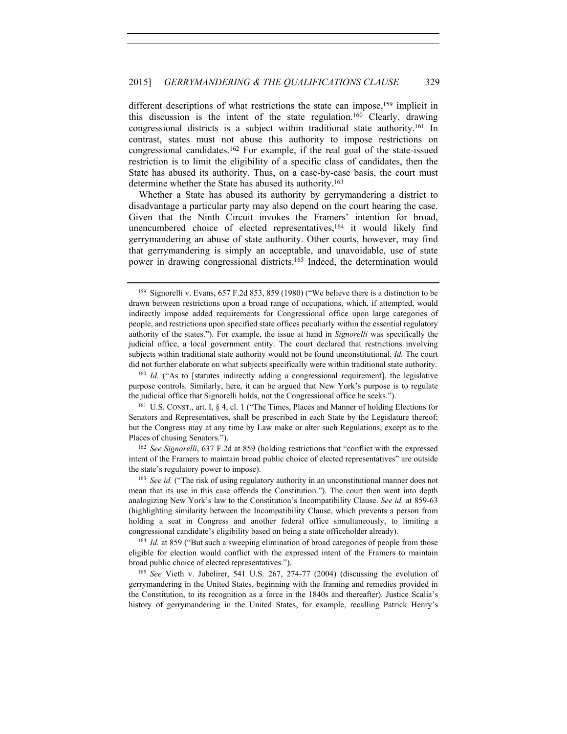different descriptions of what restrictions the state can impose,[159] implicit in this discussion is the intent of the state regulation.[160] Clearly, drawing congressional districts is a subject within traditional state authority.[161] In contrast, states must not abuse this authority to impose restrictions on congressional candidates.[162] For example, if the real goal of the state-issued restriction is to limit the eligibility of a specific class of candidates, then the State has abused its authority. Thus, on a case-by-case basis, the court must determine whether the State has abused its authority.[163]

Whether a State has abused its authority by gerrymandering a district to disadvantage a particular party may also depend on the court hearing the case. Given that the Ninth Circuit invokes the Framers' intention for broad, unencumbered choice of elected representatives,[164] it would likely find gerrymandering an abuse of state authority. Other courts, however, may find that gerrymandering is simply an acceptable, and unavoidable, use of state power in drawing congressional districts.[165] Indeed, the determination would

---

[159] Signorelli v. Evans, 657 F.2d 853, 859 (1980) ("We believe there is a distinction to be drawn between restrictions upon a broad range of occupations, which, if attempted, would indirectly impose added requirements for Congressional office upon large categories of people, and restrictions upon specified state offices peculiarly within the essential regulatory authority of the states."). For example, the issue at hand in *Signorelli* was specifically the judicial office, a local government entity. The court declared that restrictions involving subjects within traditional state authority would not be found unconstitutional. *Id.* The court did not further elaborate on what subjects specifically were within traditional state authority.

[160] *Id.* ("As to [statutes indirectly adding a congressional requirement], the legislative purpose controls. Similarly, here, it can be argued that New York's purpose is to regulate the judicial office that Signorelli holds, not the Congressional office he seeks.").

[161] U.S. CONST., art. I, § 4, cl. 1 ("The Times, Places and Manner of holding Elections for Senators and Representatives, shall be prescribed in each State by the Legislature thereof; but the Congress may at any time by Law make or alter such Regulations, except as to the Places of chusing Senators.").

[162] *See Signorelli*, 637 F.2d at 859 (holding restrictions that "conflict with the expressed intent of the Framers to maintain broad public choice of elected representatives" are outside the state's regulatory power to impose).

[163] *See id.* ("The risk of using regulatory authority in an unconstitutional manner does not mean that its use in this case offends the Constitution."). The court then went into depth analogizing New York's law to the Constitution's Incompatibility Clause. *See id.* at 859-63 (highlighting similarity between the Incompatibility Clause, which prevents a person from holding a seat in Congress and another federal office simultaneously, to limiting a congressional candidate's eligibility based on being a state officeholder already).

[164] *Id.* at 859 ("But such a sweeping elimination of broad categories of people from those eligible for election would conflict with the expressed intent of the Framers to maintain broad public choice of elected representatives.").

[165] *See* Vieth v. Jubelirer, 541 U.S. 267, 274-77 (2004) (discussing the evolution of gerrymandering in the United States, beginning with the framing and remedies provided in the Constitution, to its recognition as a force in the 1840s and thereafter). Justice Scalia's history of gerrymandering in the United States, for example, recalling Patrick Henry's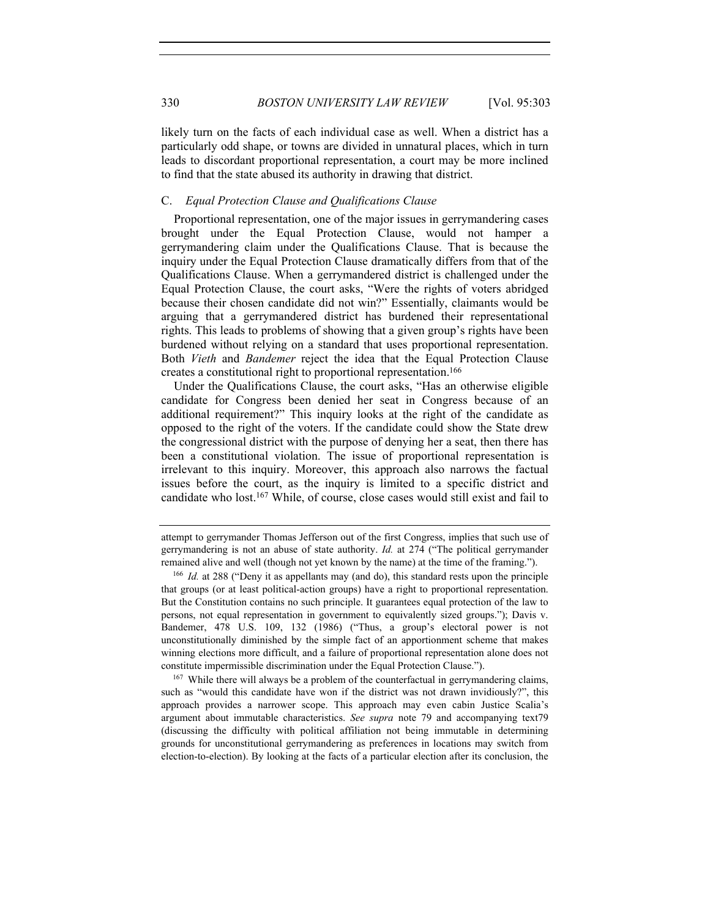likely turn on the facts of each individual case as well. When a district has a particularly odd shape, or towns are divided in unnatural places, which in turn leads to discordant proportional representation, a court may be more inclined to find that the state abused its authority in drawing that district.

### C. *Equal Protection Clause and Qualifications Clause*

Proportional representation, one of the major issues in gerrymandering cases brought under the Equal Protection Clause, would not hamper a gerrymandering claim under the Qualifications Clause. That is because the inquiry under the Equal Protection Clause dramatically differs from that of the Qualifications Clause. When a gerrymandered district is challenged under the Equal Protection Clause, the court asks, "Were the rights of voters abridged because their chosen candidate did not win?" Essentially, claimants would be arguing that a gerrymandered district has burdened their representational rights. This leads to problems of showing that a given group's rights have been burdened without relying on a standard that uses proportional representation. Both *Vieth* and *Bandemer* reject the idea that the Equal Protection Clause creates a constitutional right to proportional representation.[166]

Under the Qualifications Clause, the court asks, "Has an otherwise eligible candidate for Congress been denied her seat in Congress because of an additional requirement?" This inquiry looks at the right of the candidate as opposed to the right of the voters. If the candidate could show the State drew the congressional district with the purpose of denying her a seat, then there has been a constitutional violation. The issue of proportional representation is irrelevant to this inquiry. Moreover, this approach also narrows the factual issues before the court, as the inquiry is limited to a specific district and candidate who lost.[167] While, of course, close cases would still exist and fail to

---

attempt to gerrymander Thomas Jefferson out of the first Congress, implies that such use of gerrymandering is not an abuse of state authority. *Id.* at 274 ("The political gerrymander remained alive and well (though not yet known by the name) at the time of the framing.").

[166] *Id.* at 288 ("Deny it as appellants may (and do), this standard rests upon the principle that groups (or at least political-action groups) have a right to proportional representation. But the Constitution contains no such principle. It guarantees equal protection of the law to persons, not equal representation in government to equivalently sized groups."); Davis v. Bandemer, 478 U.S. 109, 132 (1986) ("Thus, a group's electoral power is not unconstitutionally diminished by the simple fact of an apportionment scheme that makes winning elections more difficult, and a failure of proportional representation alone does not constitute impermissible discrimination under the Equal Protection Clause.").

[167] While there will always be a problem of the counterfactual in gerrymandering claims, such as "would this candidate have won if the district was not drawn invidiously?", this approach provides a narrower scope. This approach may even cabin Justice Scalia's argument about immutable characteristics. *See supra* note 79 and accompanying text79 (discussing the difficulty with political affiliation not being immutable in determining grounds for unconstitutional gerrymandering as preferences in locations may switch from election-to-election). By looking at the facts of a particular election after its conclusion, the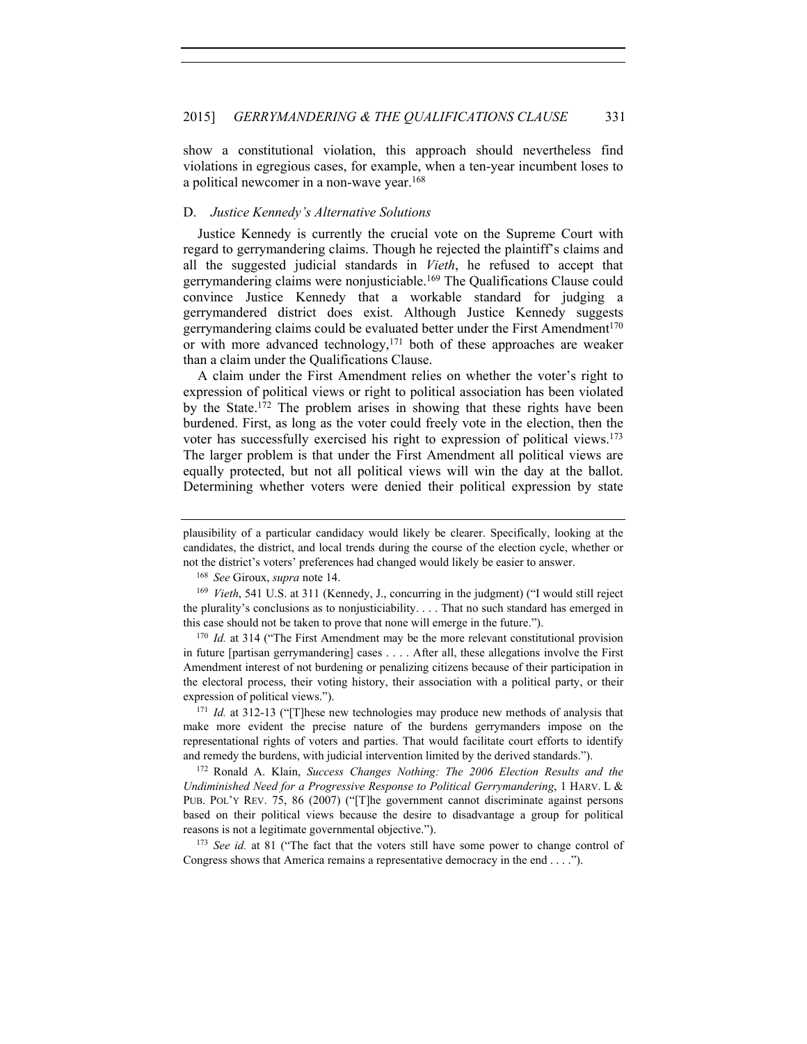show a constitutional violation, this approach should nevertheless find violations in egregious cases, for example, when a ten-year incumbent loses to a political newcomer in a non-wave year.[168]

### D. *Justice Kennedy's Alternative Solutions*

Justice Kennedy is currently the crucial vote on the Supreme Court with regard to gerrymandering claims. Though he rejected the plaintiff's claims and all the suggested judicial standards in *Vieth*, he refused to accept that gerrymandering claims were nonjusticiable.[169] The Qualifications Clause could convince Justice Kennedy that a workable standard for judging a gerrymandered district does exist. Although Justice Kennedy suggests gerrymandering claims could be evaluated better under the First Amendment[170] or with more advanced technology,[171] both of these approaches are weaker than a claim under the Qualifications Clause.

A claim under the First Amendment relies on whether the voter's right to expression of political views or right to political association has been violated by the State.[172] The problem arises in showing that these rights have been burdened. First, as long as the voter could freely vote in the election, then the voter has successfully exercised his right to expression of political views.[173] The larger problem is that under the First Amendment all political views are equally protected, but not all political views will win the day at the ballot. Determining whether voters were denied their political expression by state

---

plausibility of a particular candidacy would likely be clearer. Specifically, looking at the candidates, the district, and local trends during the course of the election cycle, whether or not the district's voters' preferences had changed would likely be easier to answer.

[168] *See* Giroux, *supra* note 14.

[169] *Vieth*, 541 U.S. at 311 (Kennedy, J., concurring in the judgment) ("I would still reject the plurality's conclusions as to nonjusticiability. . . . That no such standard has emerged in this case should not be taken to prove that none will emerge in the future.").

[170] *Id.* at 314 ("The First Amendment may be the more relevant constitutional provision in future [partisan gerrymandering] cases . . . . After all, these allegations involve the First Amendment interest of not burdening or penalizing citizens because of their participation in the electoral process, their voting history, their association with a political party, or their expression of political views.").

[171] *Id.* at 312-13 ("[T]hese new technologies may produce new methods of analysis that make more evident the precise nature of the burdens gerrymanders impose on the representational rights of voters and parties. That would facilitate court efforts to identify and remedy the burdens, with judicial intervention limited by the derived standards.").

[172] Ronald A. Klain, *Success Changes Nothing: The 2006 Election Results and the Undiminished Need for a Progressive Response to Political Gerrymandering*, 1 HARV. L & PUB. POL'Y REV. 75, 86 (2007) ("[T]he government cannot discriminate against persons based on their political views because the desire to disadvantage a group for political reasons is not a legitimate governmental objective.").

[173] *See id.* at 81 ("The fact that the voters still have some power to change control of Congress shows that America remains a representative democracy in the end . . . .").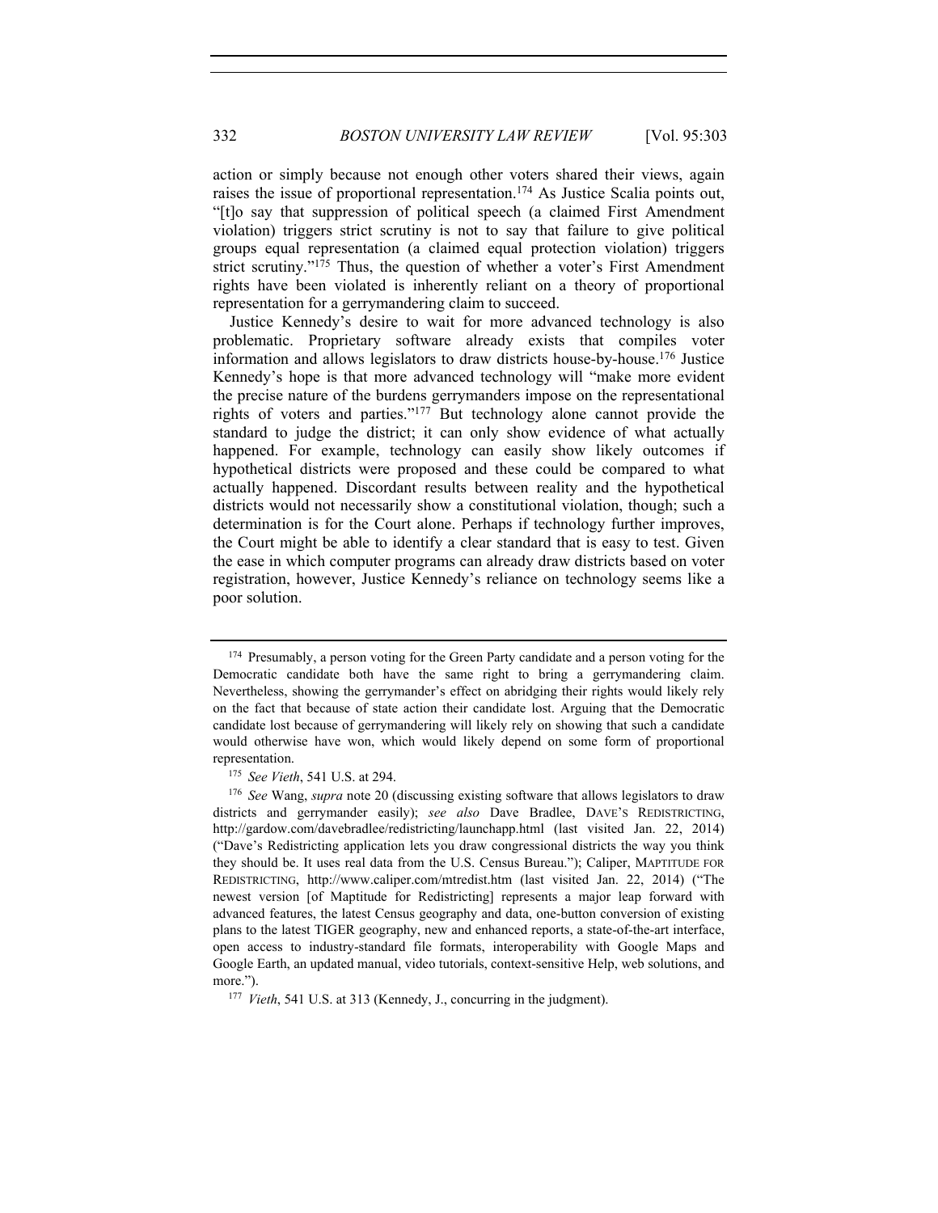action or simply because not enough other voters shared their views, again raises the issue of proportional representation.[174] As Justice Scalia points out, "[t]o say that suppression of political speech (a claimed First Amendment violation) triggers strict scrutiny is not to say that failure to give political groups equal representation (a claimed equal protection violation) triggers strict scrutiny."[175] Thus, the question of whether a voter's First Amendment rights have been violated is inherently reliant on a theory of proportional representation for a gerrymandering claim to succeed.

Justice Kennedy's desire to wait for more advanced technology is also problematic. Proprietary software already exists that compiles voter information and allows legislators to draw districts house-by-house.[176] Justice Kennedy's hope is that more advanced technology will "make more evident the precise nature of the burdens gerrymanders impose on the representational rights of voters and parties."[177] But technology alone cannot provide the standard to judge the district; it can only show evidence of what actually happened. For example, technology can easily show likely outcomes if hypothetical districts were proposed and these could be compared to what actually happened. Discordant results between reality and the hypothetical districts would not necessarily show a constitutional violation, though; such a determination is for the Court alone. Perhaps if technology further improves, the Court might be able to identify a clear standard that is easy to test. Given the ease in which computer programs can already draw districts based on voter registration, however, Justice Kennedy's reliance on technology seems like a poor solution.

---

[174] Presumably, a person voting for the Green Party candidate and a person voting for the Democratic candidate both have the same right to bring a gerrymandering claim. Nevertheless, showing the gerrymander's effect on abridging their rights would likely rely on the fact that because of state action their candidate lost. Arguing that the Democratic candidate lost because of gerrymandering will likely rely on showing that such a candidate would otherwise have won, which would likely depend on some form of proportional representation.

[175] *See Vieth*, 541 U.S. at 294.

[176] *See* Wang, *supra* note 20 (discussing existing software that allows legislators to draw districts and gerrymander easily); *see also* Dave Bradlee, DAVE'S REDISTRICTING, http://gardow.com/davebradlee/redistricting/launchapp.html (last visited Jan. 22, 2014) ("Dave's Redistricting application lets you draw congressional districts the way you think they should be. It uses real data from the U.S. Census Bureau."); Caliper, MAPTITUDE FOR REDISTRICTING, http://www.caliper.com/mtredist.htm (last visited Jan. 22, 2014) ("The newest version [of Maptitude for Redistricting] represents a major leap forward with advanced features, the latest Census geography and data, one-button conversion of existing plans to the latest TIGER geography, new and enhanced reports, a state-of-the-art interface, open access to industry-standard file formats, interoperability with Google Maps and Google Earth, an updated manual, video tutorials, context-sensitive Help, web solutions, and more.").

[177] *Vieth*, 541 U.S. at 313 (Kennedy, J., concurring in the judgment).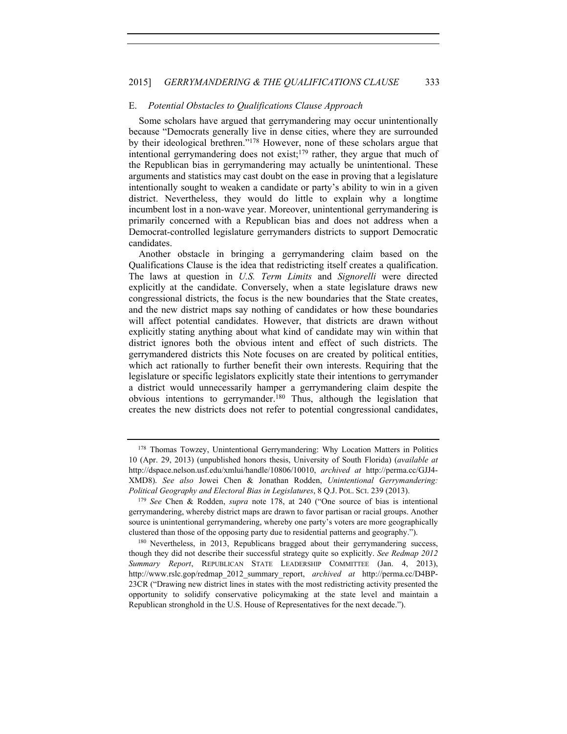### E. *Potential Obstacles to Qualifications Clause Approach*

Some scholars have argued that gerrymandering may occur unintentionally because "Democrats generally live in dense cities, where they are surrounded by their ideological brethren."[178] However, none of these scholars argue that intentional gerrymandering does not exist;[179] rather, they argue that much of the Republican bias in gerrymandering may actually be unintentional. These arguments and statistics may cast doubt on the ease in proving that a legislature intentionally sought to weaken a candidate or party's ability to win in a given district. Nevertheless, they would do little to explain why a longtime incumbent lost in a non-wave year. Moreover, unintentional gerrymandering is primarily concerned with a Republican bias and does not address when a Democrat-controlled legislature gerrymanders districts to support Democratic candidates.

Another obstacle in bringing a gerrymandering claim based on the Qualifications Clause is the idea that redistricting itself creates a qualification. The laws at question in *U.S. Term Limits* and *Signorelli* were directed explicitly at the candidate. Conversely, when a state legislature draws new congressional districts, the focus is the new boundaries that the State creates, and the new district maps say nothing of candidates or how these boundaries will affect potential candidates. However, that districts are drawn without explicitly stating anything about what kind of candidate may win within that district ignores both the obvious intent and effect of such districts. The gerrymandered districts this Note focuses on are created by political entities, which act rationally to further benefit their own interests. Requiring that the legislature or specific legislators explicitly state their intentions to gerrymander a district would unnecessarily hamper a gerrymandering claim despite the obvious intentions to gerrymander.[180] Thus, although the legislation that creates the new districts does not refer to potential congressional candidates,

---

[178] Thomas Towzey, Unintentional Gerrymandering: Why Location Matters in Politics 10 (Apr. 29, 2013) (unpublished honors thesis, University of South Florida) (*available at* http://dspace.nelson.usf.edu/xmlui/handle/10806/10010, *archived at* http://perma.cc/GJJ4-XMD8). *See also* Jowei Chen & Jonathan Rodden, *Unintentional Gerrymandering: Political Geography and Electoral Bias in Legislatures*, 8 Q.J. POL. SCI. 239 (2013).

[179] *See* Chen & Rodden, *supra* note 178, at 240 ("One source of bias is intentional gerrymandering, whereby district maps are drawn to favor partisan or racial groups. Another source is unintentional gerrymandering, whereby one party's voters are more geographically clustered than those of the opposing party due to residential patterns and geography.").

[180] Nevertheless, in 2013, Republicans bragged about their gerrymandering success, though they did not describe their successful strategy quite so explicitly. *See Redmap 2012 Summary Report*, REPUBLICAN STATE LEADERSHIP COMMITTEE (Jan. 4, 2013), http://www.rslc.gop/redmap_2012_summary_report, *archived at* http://perma.cc/D4BP-23CR ("Drawing new district lines in states with the most redistricting activity presented the opportunity to solidify conservative policymaking at the state level and maintain a Republican stronghold in the U.S. House of Representatives for the next decade.").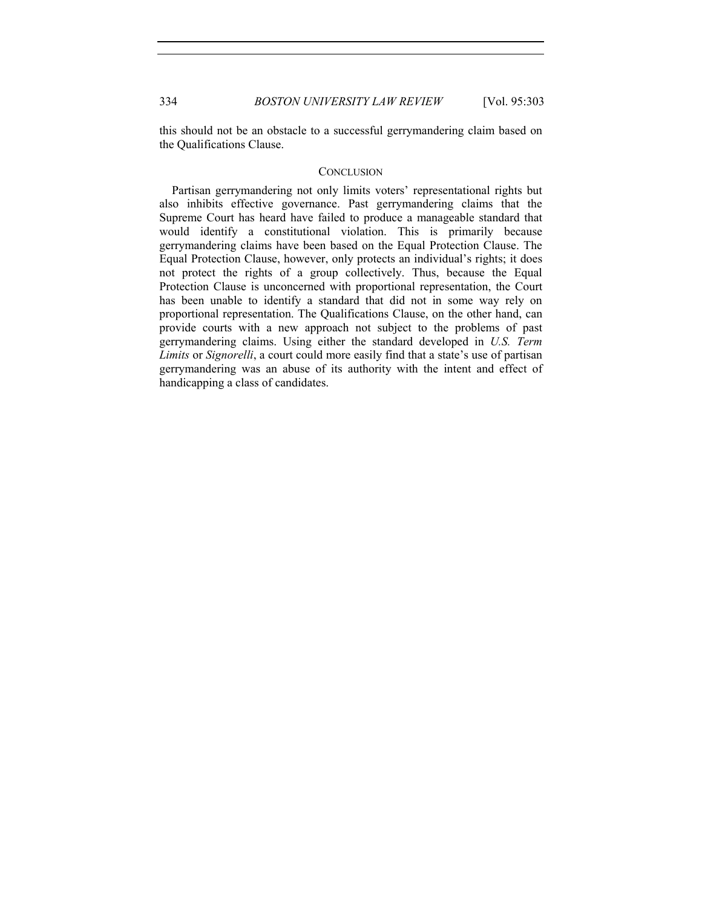this should not be an obstacle to a successful gerrymandering claim based on the Qualifications Clause.

## CONCLUSION

Partisan gerrymandering not only limits voters' representational rights but also inhibits effective governance. Past gerrymandering claims that the Supreme Court has heard have failed to produce a manageable standard that would identify a constitutional violation. This is primarily because gerrymandering claims have been based on the Equal Protection Clause. The Equal Protection Clause, however, only protects an individual's rights; it does not protect the rights of a group collectively. Thus, because the Equal Protection Clause is unconcerned with proportional representation, the Court has been unable to identify a standard that did not in some way rely on proportional representation. The Qualifications Clause, on the other hand, can provide courts with a new approach not subject to the problems of past gerrymandering claims. Using either the standard developed in *U.S. Term Limits* or *Signorelli*, a court could more easily find that a state's use of partisan gerrymandering was an abuse of its authority with the intent and effect of handicapping a class of candidates.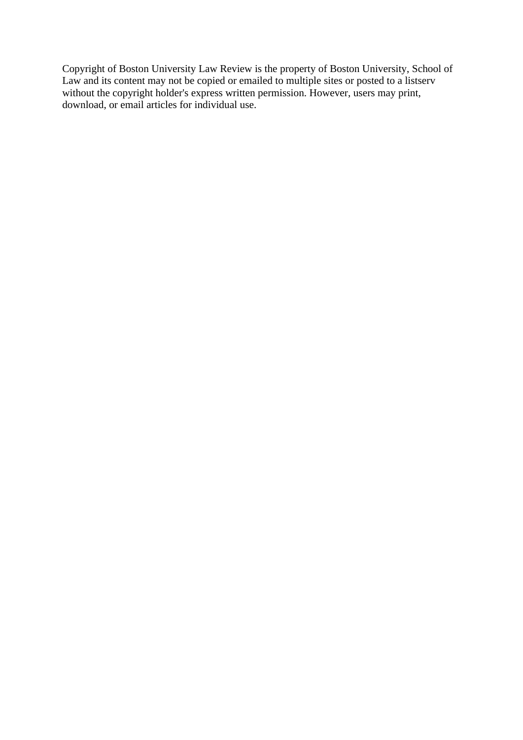Copyright of Boston University Law Review is the property of Boston University, School of Law and its content may not be copied or emailed to multiple sites or posted to a listserv without the copyright holder's express written permission. However, users may print, download, or email articles for individual use.